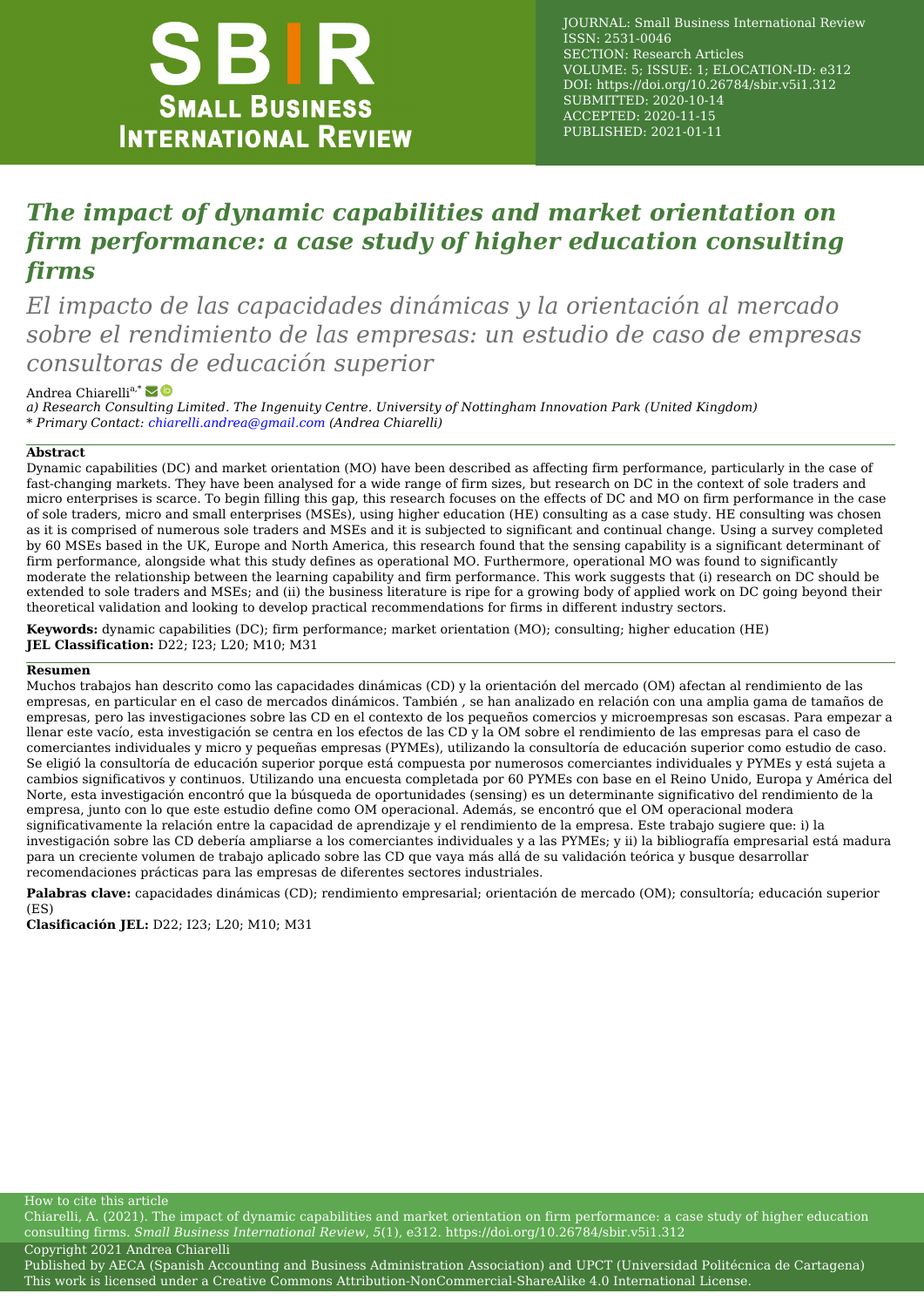JOURNAL: Small Business International Review
ISSN: 2531-0046
SECTION: Research Articles
VOLUME: 5; ISSUE: 1; ELOCATION-ID: e312
DOI: https://doi.org/10.26784/sbir.v5i1.312
SUBMITTED: 2020-10-14
ACCEPTED: 2020-11-15
PUBLISHED: 2021-01-11

# *The impact of dynamic capabilities and market orientation on firm performance: a case study of higher education consulting firms*

## *El impacto de las capacidades dinámicas y la orientación al mercado sobre el rendimiento de las empresas: un estudio de caso de empresas consultoras de educación superior*

Andrea Chiarelli[a,*]

*a) Research Consulting Limited. The Ingenuity Centre. University of Nottingham Innovation Park (United Kingdom)*
\* *Primary Contact: chiarelli.andrea@gmail.com (Andrea Chiarelli)*

**Abstract**

Dynamic capabilities (DC) and market orientation (MO) have been described as affecting firm performance, particularly in the case of fast-changing markets. They have been analysed for a wide range of firm sizes, but research on DC in the context of sole traders and micro enterprises is scarce. To begin filling this gap, this research focuses on the effects of DC and MO on firm performance in the case of sole traders, micro and small enterprises (MSEs), using higher education (HE) consulting as a case study. HE consulting was chosen as it is comprised of numerous sole traders and MSEs and it is subjected to significant and continual change. Using a survey completed by 60 MSEs based in the UK, Europe and North America, this research found that the sensing capability is a significant determinant of firm performance, alongside what this study defines as operational MO. Furthermore, operational MO was found to significantly moderate the relationship between the learning capability and firm performance. This work suggests that (i) research on DC should be extended to sole traders and MSEs; and (ii) the business literature is ripe for a growing body of applied work on DC going beyond their theoretical validation and looking to develop practical recommendations for firms in different industry sectors.

**Keywords:** dynamic capabilities (DC); firm performance; market orientation (MO); consulting; higher education (HE)
**JEL Classification:** D22; I23; L20; M10; M31

**Resumen**

Muchos trabajos han descrito como las capacidades dinámicas (CD) y la orientación del mercado (OM) afectan al rendimiento de las empresas, en particular en el caso de mercados dinámicos. También , se han analizado en relación con una amplia gama de tamaños de empresas, pero las investigaciones sobre las CD en el contexto de los pequeños comercios y microempresas son escasas. Para empezar a llenar este vacío, esta investigación se centra en los efectos de las CD y la OM sobre el rendimiento de las empresas para el caso de comerciantes individuales y micro y pequeñas empresas (PYMEs), utilizando la consultoría de educación superior como estudio de caso. Se eligió la consultoría de educación superior porque está compuesta por numerosos comerciantes individuales y PYMEs y está sujeta a cambios significativos y continuos. Utilizando una encuesta completada por 60 PYMEs con base en el Reino Unido, Europa y América del Norte, esta investigación encontró que la búsqueda de oportunidades (sensing) es un determinante significativo del rendimiento de la empresa, junto con lo que este estudio define como OM operacional. Además, se encontró que el OM operacional modera significativamente la relación entre la capacidad de aprendizaje y el rendimiento de la empresa. Este trabajo sugiere que: i) la investigación sobre las CD debería ampliarse a los comerciantes individuales y a las PYMEs; y ii) la bibliografía empresarial está madura para un creciente volumen de trabajo aplicado sobre las CD que vaya más allá de su validación teórica y busque desarrollar recomendaciones prácticas para las empresas de diferentes sectores industriales.

**Palabras clave:** capacidades dinámicas (CD); rendimiento empresarial; orientación de mercado (OM); consultoría; educación superior (ES)
**Clasificación JEL:** D22; I23; L20; M10; M31

How to cite this article
Chiarelli, A. (2021). The impact of dynamic capabilities and market orientation on firm performance: a case study of higher education consulting firms. *Small Business International Review*, *5*(1), e312. https://doi.org/10.26784/sbir.v5i1.312

Copyright 2021 Andrea Chiarelli
Published by AECA (Spanish Accounting and Business Administration Association) and UPCT (Universidad Politécnica de Cartagena)
This work is licensed under a Creative Commons Attribution-NonCommercial-ShareAlike 4.0 International License.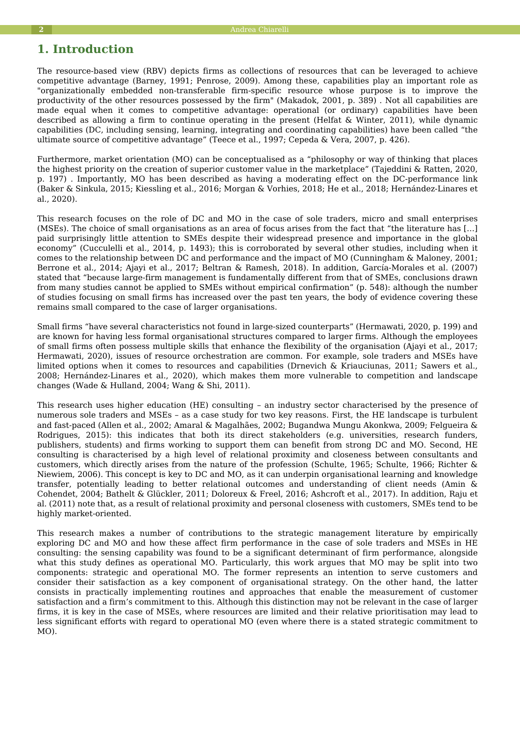## 1. Introduction

The resource-based view (RBV) depicts firms as collections of resources that can be leveraged to achieve competitive advantage (Barney, 1991; Penrose, 2009). Among these, capabilities play an important role as "organizationally embedded non-transferable firm-specific resource whose purpose is to improve the productivity of the other resources possessed by the firm" (Makadok, 2001, p. 389) . Not all capabilities are made equal when it comes to competitive advantage: operational (or ordinary) capabilities have been described as allowing a firm to continue operating in the present (Helfat & Winter, 2011), while dynamic capabilities (DC, including sensing, learning, integrating and coordinating capabilities) have been called “the ultimate source of competitive advantage” (Teece et al., 1997; Cepeda & Vera, 2007, p. 426).

Furthermore, market orientation (MO) can be conceptualised as a “philosophy or way of thinking that places the highest priority on the creation of superior customer value in the marketplace” (Tajeddini & Ratten, 2020, p. 197) . Importantly, MO has been described as having a moderating effect on the DC-performance link (Baker & Sinkula, 2015; Kiessling et al., 2016; Morgan & Vorhies, 2018; He et al., 2018; Hernández-Linares et al., 2020).

This research focuses on the role of DC and MO in the case of sole traders, micro and small enterprises (MSEs). The choice of small organisations as an area of focus arises from the fact that “the literature has […] paid surprisingly little attention to SMEs despite their widespread presence and importance in the global economy” (Cucculelli et al., 2014, p. 1493); this is corroborated by several other studies, including when it comes to the relationship between DC and performance and the impact of MO (Cunningham & Maloney, 2001; Berrone et al., 2014; Ajayi et al., 2017; Beltran & Ramesh, 2018). In addition, García-Morales et al. (2007) stated that “because large-firm management is fundamentally different from that of SMEs, conclusions drawn from many studies cannot be applied to SMEs without empirical confirmation” (p. 548): although the number of studies focusing on small firms has increased over the past ten years, the body of evidence covering these remains small compared to the case of larger organisations.

Small firms “have several characteristics not found in large-sized counterparts” (Hermawati, 2020, p. 199) and are known for having less formal organisational structures compared to larger firms. Although the employees of small firms often possess multiple skills that enhance the flexibility of the organisation (Ajayi et al., 2017; Hermawati, 2020), issues of resource orchestration are common. For example, sole traders and MSEs have limited options when it comes to resources and capabilities (Drnevich & Kriauciunas, 2011; Sawers et al., 2008; Hernández-Linares et al., 2020), which makes them more vulnerable to competition and landscape changes (Wade & Hulland, 2004; Wang & Shi, 2011).

This research uses higher education (HE) consulting – an industry sector characterised by the presence of numerous sole traders and MSEs – as a case study for two key reasons. First, the HE landscape is turbulent and fast-paced (Allen et al., 2002; Amaral & Magalhães, 2002; Bugandwa Mungu Akonkwa, 2009; Felgueira & Rodrigues, 2015): this indicates that both its direct stakeholders (e.g. universities, research funders, publishers, students) and firms working to support them can benefit from strong DC and MO. Second, HE consulting is characterised by a high level of relational proximity and closeness between consultants and customers, which directly arises from the nature of the profession (Schulte, 1965; Schulte, 1966; Richter & Niewiem, 2006). This concept is key to DC and MO, as it can underpin organisational learning and knowledge transfer, potentially leading to better relational outcomes and understanding of client needs (Amin & Cohendet, 2004; Bathelt & Glückler, 2011; Doloreux & Freel, 2016; Ashcroft et al., 2017). In addition, Raju et al. (2011) note that, as a result of relational proximity and personal closeness with customers, SMEs tend to be highly market-oriented.

This research makes a number of contributions to the strategic management literature by empirically exploring DC and MO and how these affect firm performance in the case of sole traders and MSEs in HE consulting: the sensing capability was found to be a significant determinant of firm performance, alongside what this study defines as operational MO. Particularly, this work argues that MO may be split into two components: strategic and operational MO. The former represents an intention to serve customers and consider their satisfaction as a key component of organisational strategy. On the other hand, the latter consists in practically implementing routines and approaches that enable the measurement of customer satisfaction and a firm’s commitment to this. Although this distinction may not be relevant in the case of larger firms, it is key in the case of MSEs, where resources are limited and their relative prioritisation may lead to less significant efforts with regard to operational MO (even where there is a stated strategic commitment to MO).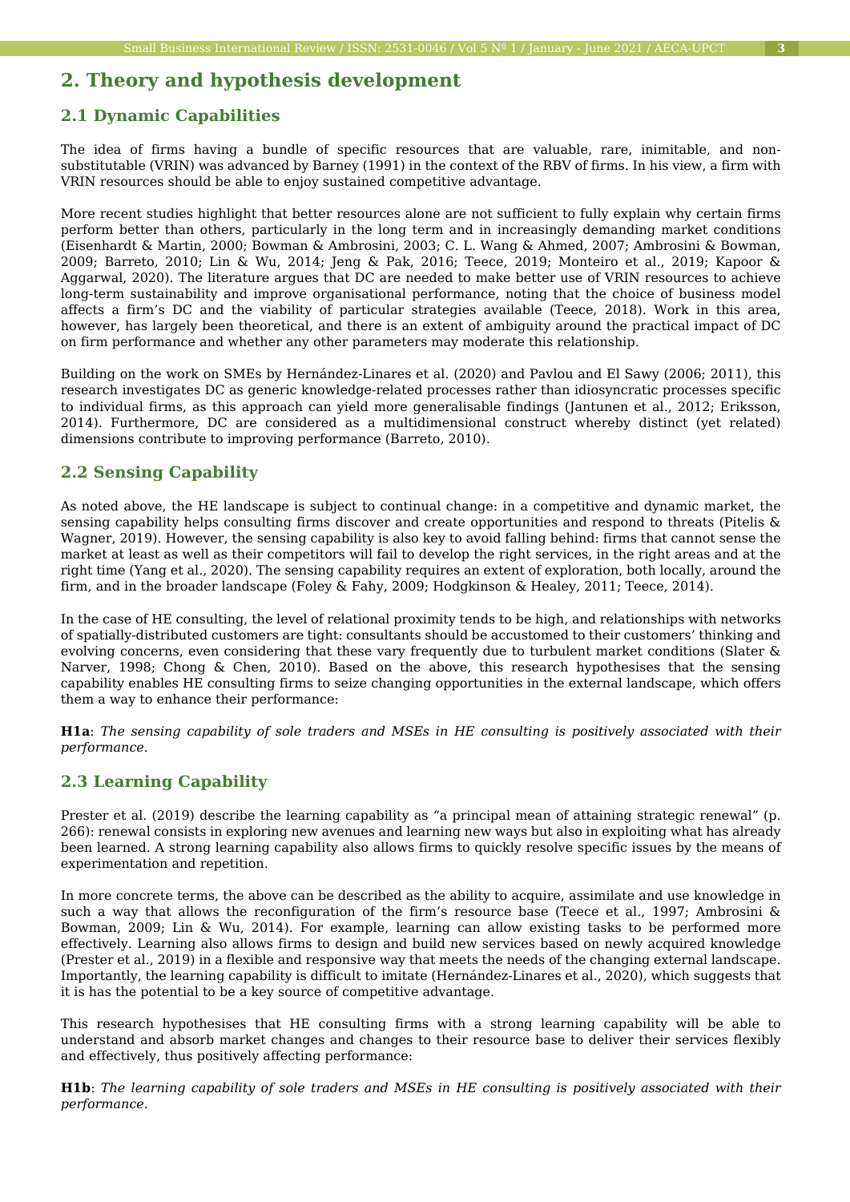## 2. Theory and hypothesis development

### 2.1 Dynamic Capabilities

The idea of firms having a bundle of specific resources that are valuable, rare, inimitable, and non-substitutable (VRIN) was advanced by Barney (1991) in the context of the RBV of firms. In his view, a firm with VRIN resources should be able to enjoy sustained competitive advantage.

More recent studies highlight that better resources alone are not sufficient to fully explain why certain firms perform better than others, particularly in the long term and in increasingly demanding market conditions (Eisenhardt & Martin, 2000; Bowman & Ambrosini, 2003; C. L. Wang & Ahmed, 2007; Ambrosini & Bowman, 2009; Barreto, 2010; Lin & Wu, 2014; Jeng & Pak, 2016; Teece, 2019; Monteiro et al., 2019; Kapoor & Aggarwal, 2020). The literature argues that DC are needed to make better use of VRIN resources to achieve long-term sustainability and improve organisational performance, noting that the choice of business model affects a firm's DC and the viability of particular strategies available (Teece, 2018). Work in this area, however, has largely been theoretical, and there is an extent of ambiguity around the practical impact of DC on firm performance and whether any other parameters may moderate this relationship.

Building on the work on SMEs by Hernández-Linares et al. (2020) and Pavlou and El Sawy (2006; 2011), this research investigates DC as generic knowledge-related processes rather than idiosyncratic processes specific to individual firms, as this approach can yield more generalisable findings (Jantunen et al., 2012; Eriksson, 2014). Furthermore, DC are considered as a multidimensional construct whereby distinct (yet related) dimensions contribute to improving performance (Barreto, 2010).

### 2.2 Sensing Capability

As noted above, the HE landscape is subject to continual change: in a competitive and dynamic market, the sensing capability helps consulting firms discover and create opportunities and respond to threats (Pitelis & Wagner, 2019). However, the sensing capability is also key to avoid falling behind: firms that cannot sense the market at least as well as their competitors will fail to develop the right services, in the right areas and at the right time (Yang et al., 2020). The sensing capability requires an extent of exploration, both locally, around the firm, and in the broader landscape (Foley & Fahy, 2009; Hodgkinson & Healey, 2011; Teece, 2014).

In the case of HE consulting, the level of relational proximity tends to be high, and relationships with networks of spatially-distributed customers are tight: consultants should be accustomed to their customers' thinking and evolving concerns, even considering that these vary frequently due to turbulent market conditions (Slater & Narver, 1998; Chong & Chen, 2010). Based on the above, this research hypothesises that the sensing capability enables HE consulting firms to seize changing opportunities in the external landscape, which offers them a way to enhance their performance:

**H1a**: *The sensing capability of sole traders and MSEs in HE consulting is positively associated with their performance.*

### 2.3 Learning Capability

Prester et al. (2019) describe the learning capability as "a principal mean of attaining strategic renewal" (p. 266): renewal consists in exploring new avenues and learning new ways but also in exploiting what has already been learned. A strong learning capability also allows firms to quickly resolve specific issues by the means of experimentation and repetition.

In more concrete terms, the above can be described as the ability to acquire, assimilate and use knowledge in such a way that allows the reconfiguration of the firm's resource base (Teece et al., 1997; Ambrosini & Bowman, 2009; Lin & Wu, 2014). For example, learning can allow existing tasks to be performed more effectively. Learning also allows firms to design and build new services based on newly acquired knowledge (Prester et al., 2019) in a flexible and responsive way that meets the needs of the changing external landscape. Importantly, the learning capability is difficult to imitate (Hernández-Linares et al., 2020), which suggests that it is has the potential to be a key source of competitive advantage.

This research hypothesises that HE consulting firms with a strong learning capability will be able to understand and absorb market changes and changes to their resource base to deliver their services flexibly and effectively, thus positively affecting performance:

**H1b**: *The learning capability of sole traders and MSEs in HE consulting is positively associated with their performance.*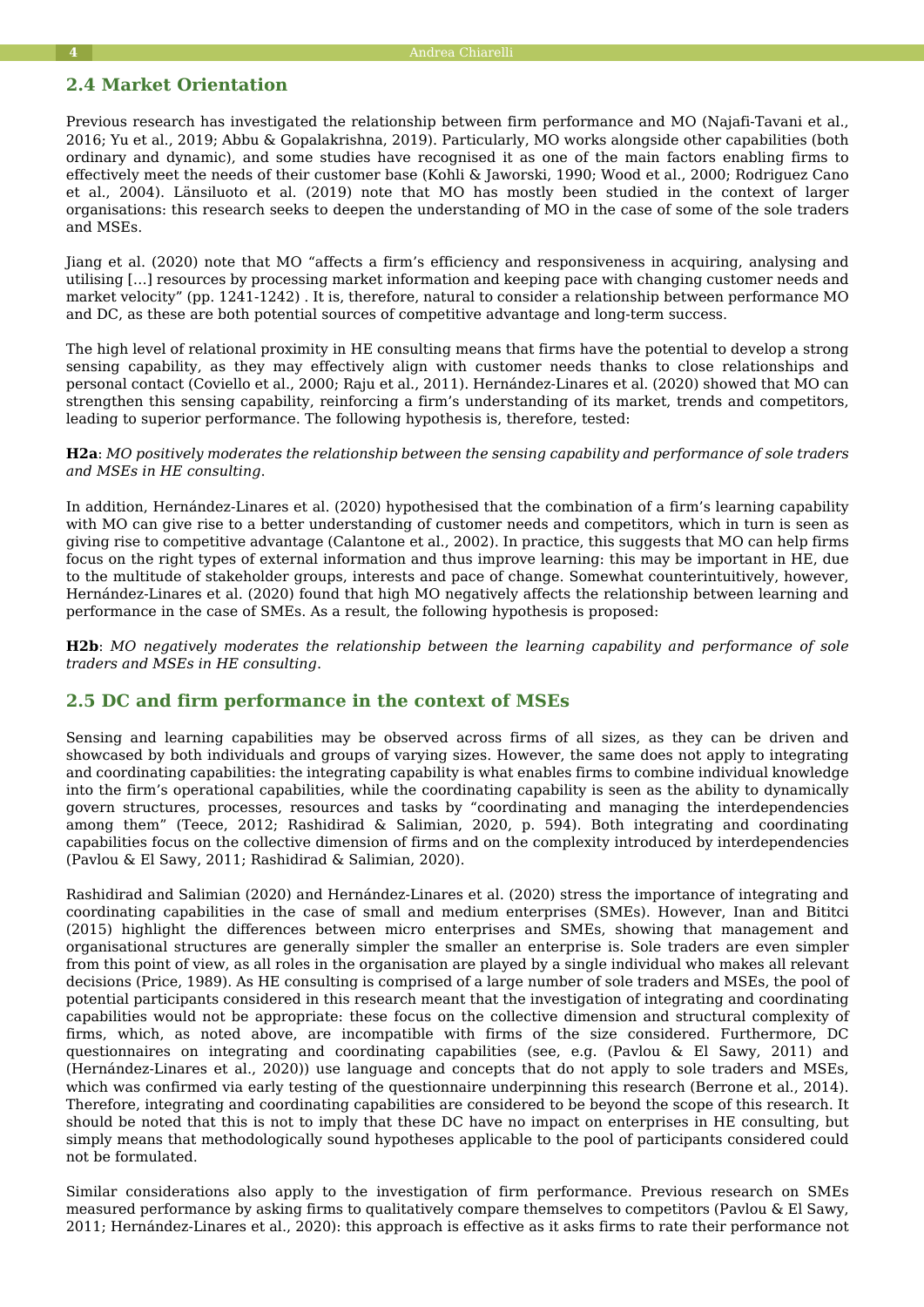## 2.4 Market Orientation

Previous research has investigated the relationship between firm performance and MO (Najafi-Tavani et al., 2016; Yu et al., 2019; Abbu & Gopalakrishna, 2019). Particularly, MO works alongside other capabilities (both ordinary and dynamic), and some studies have recognised it as one of the main factors enabling firms to effectively meet the needs of their customer base (Kohli & Jaworski, 1990; Wood et al., 2000; Rodriguez Cano et al., 2004). Länsiluoto et al. (2019) note that MO has mostly been studied in the context of larger organisations: this research seeks to deepen the understanding of MO in the case of some of the sole traders and MSEs.

Jiang et al. (2020) note that MO "affects a firm's efficiency and responsiveness in acquiring, analysing and utilising [...] resources by processing market information and keeping pace with changing customer needs and market velocity" (pp. 1241-1242) . It is, therefore, natural to consider a relationship between performance MO and DC, as these are both potential sources of competitive advantage and long-term success.

The high level of relational proximity in HE consulting means that firms have the potential to develop a strong sensing capability, as they may effectively align with customer needs thanks to close relationships and personal contact (Coviello et al., 2000; Raju et al., 2011). Hernández-Linares et al. (2020) showed that MO can strengthen this sensing capability, reinforcing a firm's understanding of its market, trends and competitors, leading to superior performance. The following hypothesis is, therefore, tested:

**H2a**: *MO positively moderates the relationship between the sensing capability and performance of sole traders and MSEs in HE consulting.*

In addition, Hernández-Linares et al. (2020) hypothesised that the combination of a firm's learning capability with MO can give rise to a better understanding of customer needs and competitors, which in turn is seen as giving rise to competitive advantage (Calantone et al., 2002). In practice, this suggests that MO can help firms focus on the right types of external information and thus improve learning: this may be important in HE, due to the multitude of stakeholder groups, interests and pace of change. Somewhat counterintuitively, however, Hernández-Linares et al. (2020) found that high MO negatively affects the relationship between learning and performance in the case of SMEs. As a result, the following hypothesis is proposed:

**H2b**: *MO negatively moderates the relationship between the learning capability and performance of sole traders and MSEs in HE consulting.*

## 2.5 DC and firm performance in the context of MSEs

Sensing and learning capabilities may be observed across firms of all sizes, as they can be driven and showcased by both individuals and groups of varying sizes. However, the same does not apply to integrating and coordinating capabilities: the integrating capability is what enables firms to combine individual knowledge into the firm's operational capabilities, while the coordinating capability is seen as the ability to dynamically govern structures, processes, resources and tasks by "coordinating and managing the interdependencies among them" (Teece, 2012; Rashidirad & Salimian, 2020, p. 594). Both integrating and coordinating capabilities focus on the collective dimension of firms and on the complexity introduced by interdependencies (Pavlou & El Sawy, 2011; Rashidirad & Salimian, 2020).

Rashidirad and Salimian (2020) and Hernández-Linares et al. (2020) stress the importance of integrating and coordinating capabilities in the case of small and medium enterprises (SMEs). However, Inan and Bititci (2015) highlight the differences between micro enterprises and SMEs, showing that management and organisational structures are generally simpler the smaller an enterprise is. Sole traders are even simpler from this point of view, as all roles in the organisation are played by a single individual who makes all relevant decisions (Price, 1989). As HE consulting is comprised of a large number of sole traders and MSEs, the pool of potential participants considered in this research meant that the investigation of integrating and coordinating capabilities would not be appropriate: these focus on the collective dimension and structural complexity of firms, which, as noted above, are incompatible with firms of the size considered. Furthermore, DC questionnaires on integrating and coordinating capabilities (see, e.g. (Pavlou & El Sawy, 2011) and (Hernández-Linares et al., 2020)) use language and concepts that do not apply to sole traders and MSEs, which was confirmed via early testing of the questionnaire underpinning this research (Berrone et al., 2014). Therefore, integrating and coordinating capabilities are considered to be beyond the scope of this research. It should be noted that this is not to imply that these DC have no impact on enterprises in HE consulting, but simply means that methodologically sound hypotheses applicable to the pool of participants considered could not be formulated.

Similar considerations also apply to the investigation of firm performance. Previous research on SMEs measured performance by asking firms to qualitatively compare themselves to competitors (Pavlou & El Sawy, 2011; Hernández-Linares et al., 2020): this approach is effective as it asks firms to rate their performance not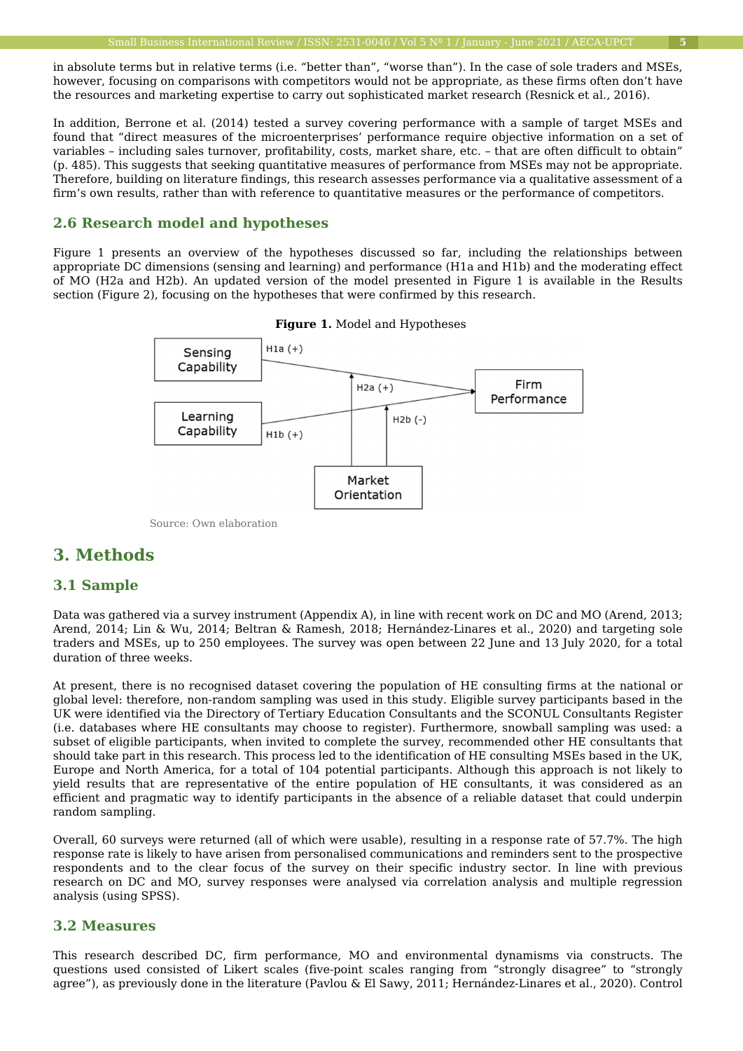in absolute terms but in relative terms (i.e. "better than", "worse than"). In the case of sole traders and MSEs, however, focusing on comparisons with competitors would not be appropriate, as these firms often don't have the resources and marketing expertise to carry out sophisticated market research (Resnick et al., 2016).

In addition, Berrone et al. (2014) tested a survey covering performance with a sample of target MSEs and found that "direct measures of the microenterprises' performance require objective information on a set of variables – including sales turnover, profitability, costs, market share, etc. – that are often difficult to obtain" (p. 485). This suggests that seeking quantitative measures of performance from MSEs may not be appropriate. Therefore, building on literature findings, this research assesses performance via a qualitative assessment of a firm's own results, rather than with reference to quantitative measures or the performance of competitors.

### 2.6 Research model and hypotheses

Figure 1 presents an overview of the hypotheses discussed so far, including the relationships between appropriate DC dimensions (sensing and learning) and performance (H1a and H1b) and the moderating effect of MO (H2a and H2b). An updated version of the model presented in Figure 1 is available in the Results section (Figure 2), focusing on the hypotheses that were confirmed by this research.

**Figure 1.** Model and Hypotheses

Sensing Capability — H1a (+) → Firm Performance
Learning Capability — H1b (+) → Firm Performance
Market Orientation — H2a (+) → (Sensing Capability → Firm Performance)
Market Orientation — H2b (-) → (Learning Capability → Firm Performance)

Source: Own elaboration

## 3. Methods

### 3.1 Sample

Data was gathered via a survey instrument (Appendix A), in line with recent work on DC and MO (Arend, 2013; Arend, 2014; Lin & Wu, 2014; Beltran & Ramesh, 2018; Hernández-Linares et al., 2020) and targeting sole traders and MSEs, up to 250 employees. The survey was open between 22 June and 13 July 2020, for a total duration of three weeks.

At present, there is no recognised dataset covering the population of HE consulting firms at the national or global level: therefore, non-random sampling was used in this study. Eligible survey participants based in the UK were identified via the Directory of Tertiary Education Consultants and the SCONUL Consultants Register (i.e. databases where HE consultants may choose to register). Furthermore, snowball sampling was used: a subset of eligible participants, when invited to complete the survey, recommended other HE consultants that should take part in this research. This process led to the identification of HE consulting MSEs based in the UK, Europe and North America, for a total of 104 potential participants. Although this approach is not likely to yield results that are representative of the entire population of HE consultants, it was considered as an efficient and pragmatic way to identify participants in the absence of a reliable dataset that could underpin random sampling.

Overall, 60 surveys were returned (all of which were usable), resulting in a response rate of 57.7%. The high response rate is likely to have arisen from personalised communications and reminders sent to the prospective respondents and to the clear focus of the survey on their specific industry sector. In line with previous research on DC and MO, survey responses were analysed via correlation analysis and multiple regression analysis (using SPSS).

### 3.2 Measures

This research described DC, firm performance, MO and environmental dynamisms via constructs. The questions used consisted of Likert scales (five-point scales ranging from "strongly disagree" to "strongly agree"), as previously done in the literature (Pavlou & El Sawy, 2011; Hernández-Linares et al., 2020). Control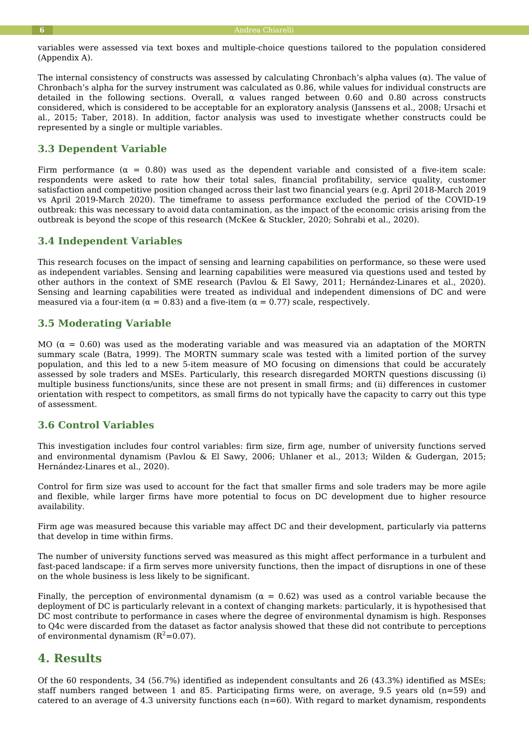variables were assessed via text boxes and multiple-choice questions tailored to the population considered (Appendix A).

The internal consistency of constructs was assessed by calculating Chronbach's alpha values (α). The value of Chronbach's alpha for the survey instrument was calculated as 0.86, while values for individual constructs are detailed in the following sections. Overall, α values ranged between 0.60 and 0.80 across constructs considered, which is considered to be acceptable for an exploratory analysis (Janssens et al., 2008; Ursachi et al., 2015; Taber, 2018). In addition, factor analysis was used to investigate whether constructs could be represented by a single or multiple variables.

### 3.3 Dependent Variable

Firm performance (α = 0.80) was used as the dependent variable and consisted of a five-item scale: respondents were asked to rate how their total sales, financial profitability, service quality, customer satisfaction and competitive position changed across their last two financial years (e.g. April 2018-March 2019 vs April 2019-March 2020). The timeframe to assess performance excluded the period of the COVID-19 outbreak: this was necessary to avoid data contamination, as the impact of the economic crisis arising from the outbreak is beyond the scope of this research (McKee & Stuckler, 2020; Sohrabi et al., 2020).

### 3.4 Independent Variables

This research focuses on the impact of sensing and learning capabilities on performance, so these were used as independent variables. Sensing and learning capabilities were measured via questions used and tested by other authors in the context of SME research (Pavlou & El Sawy, 2011; Hernández-Linares et al., 2020). Sensing and learning capabilities were treated as individual and independent dimensions of DC and were measured via a four-item (α = 0.83) and a five-item (α = 0.77) scale, respectively.

### 3.5 Moderating Variable

MO (α = 0.60) was used as the moderating variable and was measured via an adaptation of the MORTN summary scale (Batra, 1999). The MORTN summary scale was tested with a limited portion of the survey population, and this led to a new 5-item measure of MO focusing on dimensions that could be accurately assessed by sole traders and MSEs. Particularly, this research disregarded MORTN questions discussing (i) multiple business functions/units, since these are not present in small firms; and (ii) differences in customer orientation with respect to competitors, as small firms do not typically have the capacity to carry out this type of assessment.

### 3.6 Control Variables

This investigation includes four control variables: firm size, firm age, number of university functions served and environmental dynamism (Pavlou & El Sawy, 2006; Uhlaner et al., 2013; Wilden & Gudergan, 2015; Hernández-Linares et al., 2020).

Control for firm size was used to account for the fact that smaller firms and sole traders may be more agile and flexible, while larger firms have more potential to focus on DC development due to higher resource availability.

Firm age was measured because this variable may affect DC and their development, particularly via patterns that develop in time within firms.

The number of university functions served was measured as this might affect performance in a turbulent and fast-paced landscape: if a firm serves more university functions, then the impact of disruptions in one of these on the whole business is less likely to be significant.

Finally, the perception of environmental dynamism (α = 0.62) was used as a control variable because the deployment of DC is particularly relevant in a context of changing markets: particularly, it is hypothesised that DC most contribute to performance in cases where the degree of environmental dynamism is high. Responses to Q4c were discarded from the dataset as factor analysis showed that these did not contribute to perceptions of environmental dynamism ($R^2$=0.07).

## 4. Results

Of the 60 respondents, 34 (56.7%) identified as independent consultants and 26 (43.3%) identified as MSEs; staff numbers ranged between 1 and 85. Participating firms were, on average, 9.5 years old (n=59) and catered to an average of 4.3 university functions each (n=60). With regard to market dynamism, respondents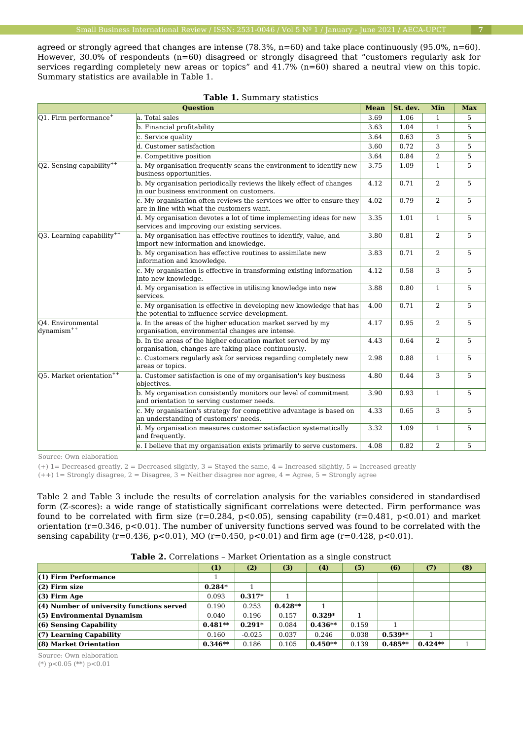agreed or strongly agreed that changes are intense (78.3%, n=60) and take place continuously (95.0%, n=60). However, 30.0% of respondents (n=60) disagreed or strongly disagreed that "customers regularly ask for services regarding completely new areas or topics" and 41.7% (n=60) shared a neutral view on this topic. Summary statistics are available in Table 1.

**Table 1.** Summary statistics

| Question | | Mean | St. dev. | Min | Max |
|---|---|---|---|---|---|
| Q1. Firm performance+ | a. Total sales | 3.69 | 1.06 | 1 | 5 |
| | b. Financial profitability | 3.63 | 1.04 | 1 | 5 |
| | c. Service quality | 3.64 | 0.63 | 3 | 5 |
| | d. Customer satisfaction | 3.60 | 0.72 | 3 | 5 |
| | e. Competitive position | 3.64 | 0.84 | 2 | 5 |
| Q2. Sensing capability++ | a. My organisation frequently scans the environment to identify new business opportunities. | 3.75 | 1.09 | 1 | 5 |
| | b. My organisation periodically reviews the likely effect of changes in our business environment on customers. | 4.12 | 0.71 | 2 | 5 |
| | c. My organisation often reviews the services we offer to ensure they are in line with what the customers want. | 4.02 | 0.79 | 2 | 5 |
| | d. My organisation devotes a lot of time implementing ideas for new services and improving our existing services. | 3.35 | 1.01 | 1 | 5 |
| Q3. Learning capability++ | a. My organisation has effective routines to identify, value, and import new information and knowledge. | 3.80 | 0.81 | 2 | 5 |
| | b. My organisation has effective routines to assimilate new information and knowledge. | 3.83 | 0.71 | 2 | 5 |
| | c. My organisation is effective in transforming existing information into new knowledge. | 4.12 | 0.58 | 3 | 5 |
| | d. My organisation is effective in utilising knowledge into new services. | 3.88 | 0.80 | 1 | 5 |
| | e. My organisation is effective in developing new knowledge that has the potential to influence service development. | 4.00 | 0.71 | 2 | 5 |
| Q4. Environmental dynamism++ | a. In the areas of the higher education market served by my organisation, environmental changes are intense. | 4.17 | 0.95 | 2 | 5 |
| | b. In the areas of the higher education market served by my organisation, changes are taking place continuously. | 4.43 | 0.64 | 2 | 5 |
| | c. Customers regularly ask for services regarding completely new areas or topics. | 2.98 | 0.88 | 1 | 5 |
| Q5. Market orientation++ | a. Customer satisfaction is one of my organisation's key business objectives. | 4.80 | 0.44 | 3 | 5 |
| | b. My organisation consistently monitors our level of commitment and orientation to serving customer needs. | 3.90 | 0.93 | 1 | 5 |
| | c. My organisation's strategy for competitive advantage is based on an understanding of customers' needs. | 4.33 | 0.65 | 3 | 5 |
| | d. My organisation measures customer satisfaction systematically and frequently. | 3.32 | 1.09 | 1 | 5 |
| | e. I believe that my organisation exists primarily to serve customers. | 4.08 | 0.82 | 2 | 5 |

Source: Own elaboration

(+) 1= Decreased greatly, 2 = Decreased slightly, 3 = Stayed the same, 4 = Increased slightly, 5 = Increased greatly
(++) 1= Strongly disagree, 2 = Disagree, 3 = Neither disagree nor agree, 4 = Agree, 5 = Strongly agree

Table 2 and Table 3 include the results of correlation analysis for the variables considered in standardised form (Z-scores): a wide range of statistically significant correlations were detected. Firm performance was found to be correlated with firm size (r=0.284, p<0.05), sensing capability (r=0.481, p<0.01) and market orientation (r=0.346, p<0.01). The number of university functions served was found to be correlated with the sensing capability (r=0.436, p<0.01), MO (r=0.450, p<0.01) and firm age (r=0.428, p<0.01).

**Table 2.** Correlations – Market Orientation as a single construct

| | (1) | (2) | (3) | (4) | (5) | (6) | (7) | (8) |
|---|---|---|---|---|---|---|---|---|
| **(1) Firm Performance** | 1 | | | | | | | |
| **(2) Firm size** | **0.284\*** | 1 | | | | | | |
| **(3) Firm Age** | 0.093 | **0.317\*** | 1 | | | | | |
| **(4) Number of university functions served** | 0.190 | 0.253 | **0.428\*\*** | 1 | | | | |
| **(5) Environmental Dynamism** | 0.040 | 0.196 | 0.157 | **0.329\*** | 1 | | | |
| **(6) Sensing Capability** | **0.481\*\*** | **0.291\*** | 0.084 | **0.436\*\*** | 0.159 | 1 | | |
| **(7) Learning Capability** | 0.160 | -0.025 | 0.037 | 0.246 | 0.038 | **0.539\*\*** | 1 | |
| **(8) Market Orientation** | **0.346\*\*** | 0.186 | 0.105 | **0.450\*\*** | 0.139 | **0.485\*\*** | **0.424\*\*** | 1 |

Source: Own elaboration

(*) p<0.05 (**) p<0.01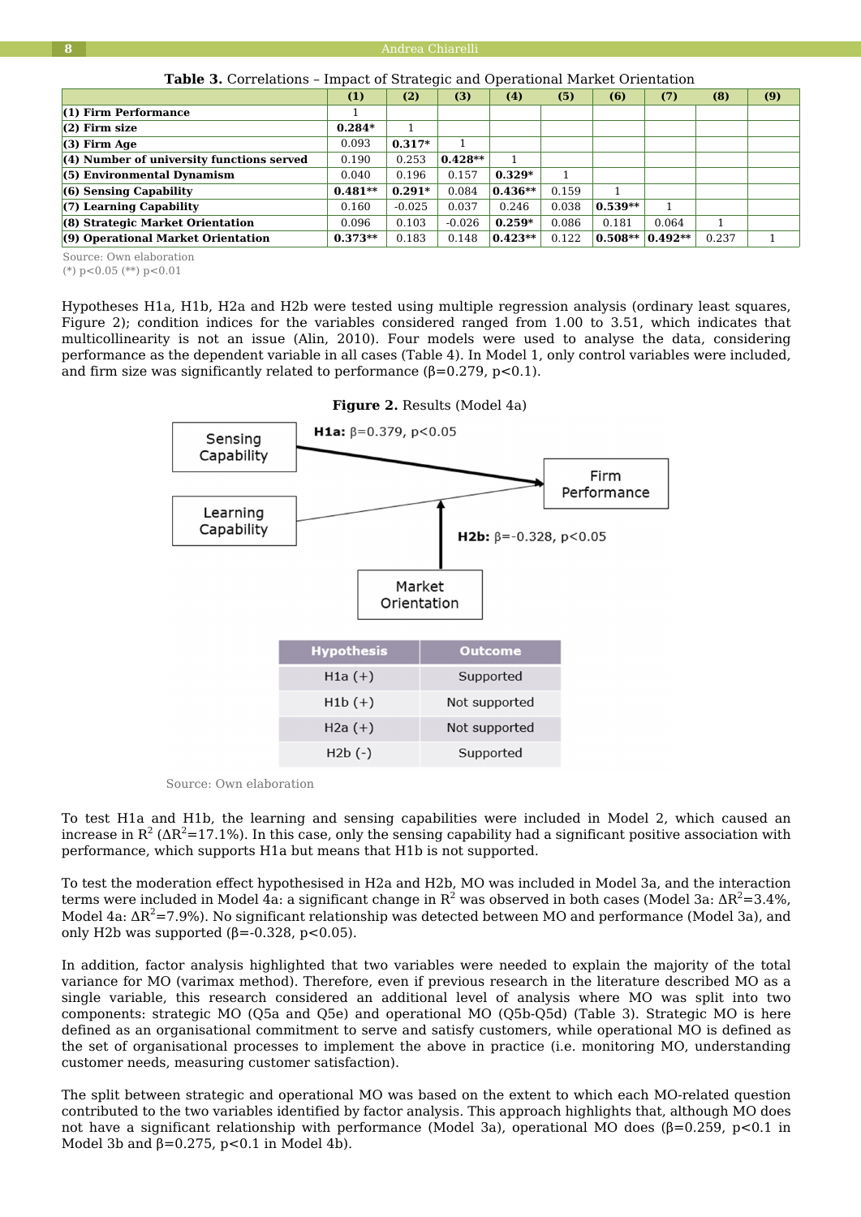**Table 3.** Correlations – Impact of Strategic and Operational Market Orientation

| | (1) | (2) | (3) | (4) | (5) | (6) | (7) | (8) | (9) |
|---|---|---|---|---|---|---|---|---|---|
| **(1) Firm Performance** | 1 | | | | | | | | |
| **(2) Firm size** | **0.284*** | 1 | | | | | | | |
| **(3) Firm Age** | 0.093 | **0.317*** | 1 | | | | | | |
| **(4) Number of university functions served** | 0.190 | 0.253 | **0.428**** | 1 | | | | | |
| **(5) Environmental Dynamism** | 0.040 | 0.196 | 0.157 | **0.329*** | 1 | | | | |
| **(6) Sensing Capability** | **0.481**** | **0.291*** | 0.084 | **0.436**** | 0.159 | 1 | | | |
| **(7) Learning Capability** | 0.160 | -0.025 | 0.037 | 0.246 | 0.038 | **0.539**** | 1 | | |
| **(8) Strategic Market Orientation** | 0.096 | 0.103 | -0.026 | **0.259*** | 0.086 | 0.181 | 0.064 | 1 | |
| **(9) Operational Market Orientation** | **0.373**** | 0.183 | 0.148 | **0.423**** | 0.122 | **0.508**** | **0.492**** | 0.237 | 1 |

Source: Own elaboration
(*) p<0.05 (**) p<0.01

Hypotheses H1a, H1b, H2a and H2b were tested using multiple regression analysis (ordinary least squares, Figure 2); condition indices for the variables considered ranged from 1.00 to 3.51, which indicates that multicollinearity is not an issue (Alin, 2010). Four models were used to analyse the data, considering performance as the dependent variable in all cases (Table 4). In Model 1, only control variables were included, and firm size was significantly related to performance (β=0.279, p<0.1).

**Figure 2.** Results (Model 4a)

Sensing Capability → Firm Performance: **H1a:** β=0.379, p<0.05
Learning Capability → Firm Performance
Market Orientation → (moderation) **H2b:** β=-0.328, p<0.05

| Hypothesis | Outcome |
|---|---|
| H1a (+) | Supported |
| H1b (+) | Not supported |
| H2a (+) | Not supported |
| H2b (-) | Supported |

Source: Own elaboration

To test H1a and H1b, the learning and sensing capabilities were included in Model 2, which caused an increase in $R^2$ ($\Delta R^2$=17.1%). In this case, only the sensing capability had a significant positive association with performance, which supports H1a but means that H1b is not supported.

To test the moderation effect hypothesised in H2a and H2b, MO was included in Model 3a, and the interaction terms were included in Model 4a: a significant change in $R^2$ was observed in both cases (Model 3a: $\Delta R^2$=3.4%, Model 4a: $\Delta R^2$=7.9%). No significant relationship was detected between MO and performance (Model 3a), and only H2b was supported (β=-0.328, p<0.05).

In addition, factor analysis highlighted that two variables were needed to explain the majority of the total variance for MO (varimax method). Therefore, even if previous research in the literature described MO as a single variable, this research considered an additional level of analysis where MO was split into two components: strategic MO (Q5a and Q5e) and operational MO (Q5b-Q5d) (Table 3). Strategic MO is here defined as an organisational commitment to serve and satisfy customers, while operational MO is defined as the set of organisational processes to implement the above in practice (i.e. monitoring MO, understanding customer needs, measuring customer satisfaction).

The split between strategic and operational MO was based on the extent to which each MO-related question contributed to the two variables identified by factor analysis. This approach highlights that, although MO does not have a significant relationship with performance (Model 3a), operational MO does (β=0.259, p<0.1 in Model 3b and β=0.275, p<0.1 in Model 4b).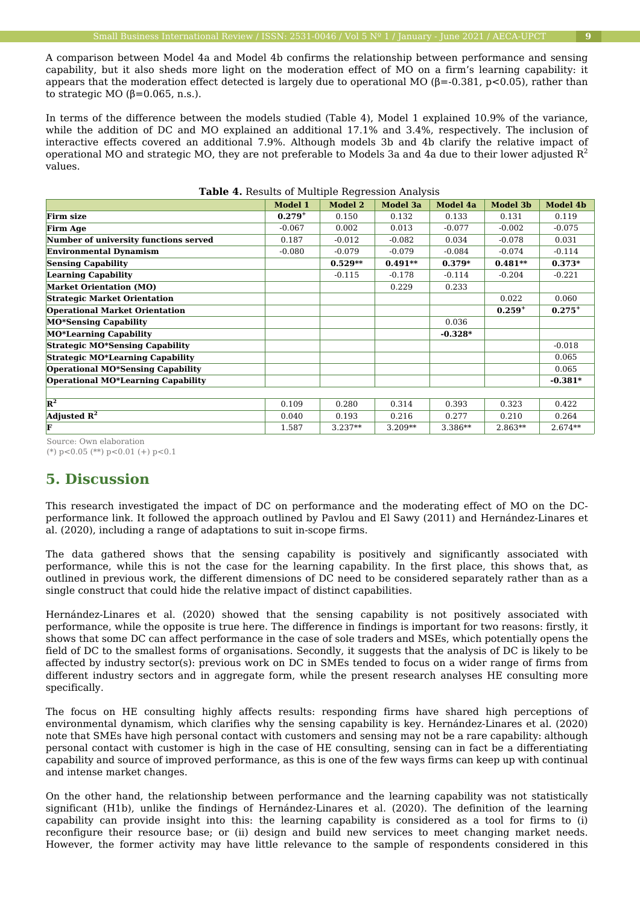A comparison between Model 4a and Model 4b confirms the relationship between performance and sensing capability, but it also sheds more light on the moderation effect of MO on a firm's learning capability: it appears that the moderation effect detected is largely due to operational MO (β=-0.381, $p<0.05$), rather than to strategic MO (β=0.065, n.s.).

In terms of the difference between the models studied (Table 4), Model 1 explained 10.9% of the variance, while the addition of DC and MO explained an additional 17.1% and 3.4%, respectively. The inclusion of interactive effects covered an additional 7.9%. Although models 3b and 4b clarify the relative impact of operational MO and strategic MO, they are not preferable to Models 3a and 4a due to their lower adjusted $R^2$ values.

**Table 4.** Results of Multiple Regression Analysis

| | Model 1 | Model 2 | Model 3a | Model 4a | Model 3b | Model 4b |
|---|---|---|---|---|---|---|
| **Firm size** | **0.279⁺** | 0.150 | 0.132 | 0.133 | 0.131 | 0.119 |
| **Firm Age** | -0.067 | 0.002 | 0.013 | -0.077 | -0.002 | -0.075 |
| **Number of university functions served** | 0.187 | -0.012 | -0.082 | 0.034 | -0.078 | 0.031 |
| **Environmental Dynamism** | -0.080 | -0.079 | -0.079 | -0.084 | -0.074 | -0.114 |
| **Sensing Capability** | | **0.529**** | **0.491**** | **0.379*** | **0.481**** | **0.373*** |
| **Learning Capability** | | -0.115 | -0.178 | -0.114 | -0.204 | -0.221 |
| **Market Orientation (MO)** | | | 0.229 | 0.233 | | |
| **Strategic Market Orientation** | | | | | 0.022 | 0.060 |
| **Operational Market Orientation** | | | | | **0.259⁺** | **0.275⁺** |
| **MO*Sensing Capability** | | | | 0.036 | | |
| **MO*Learning Capability** | | | | **-0.328*** | | |
| **Strategic MO*Sensing Capability** | | | | | | -0.018 |
| **Strategic MO*Learning Capability** | | | | | | 0.065 |
| **Operational MO*Sensing Capability** | | | | | | 0.065 |
| **Operational MO*Learning Capability** | | | | | | **-0.381*** |
| | | | | | | |
| **$R^2$** | 0.109 | 0.280 | 0.314 | 0.393 | 0.323 | 0.422 |
| **Adjusted $R^2$** | 0.040 | 0.193 | 0.216 | 0.277 | 0.210 | 0.264 |
| **F** | 1.587 | 3.237** | 3.209** | 3.386** | 2.863** | 2.674** |

Source: Own elaboration
(*) $p<0.05$ (**) $p<0.01$ (+) $p<0.1$

## 5. Discussion

This research investigated the impact of DC on performance and the moderating effect of MO on the DC-performance link. It followed the approach outlined by Pavlou and El Sawy (2011) and Hernández-Linares et al. (2020), including a range of adaptations to suit in-scope firms.

The data gathered shows that the sensing capability is positively and significantly associated with performance, while this is not the case for the learning capability. In the first place, this shows that, as outlined in previous work, the different dimensions of DC need to be considered separately rather than as a single construct that could hide the relative impact of distinct capabilities.

Hernández-Linares et al. (2020) showed that the sensing capability is not positively associated with performance, while the opposite is true here. The difference in findings is important for two reasons: firstly, it shows that some DC can affect performance in the case of sole traders and MSEs, which potentially opens the field of DC to the smallest forms of organisations. Secondly, it suggests that the analysis of DC is likely to be affected by industry sector(s): previous work on DC in SMEs tended to focus on a wider range of firms from different industry sectors and in aggregate form, while the present research analyses HE consulting more specifically.

The focus on HE consulting highly affects results: responding firms have shared high perceptions of environmental dynamism, which clarifies why the sensing capability is key. Hernández-Linares et al. (2020) note that SMEs have high personal contact with customers and sensing may not be a rare capability: although personal contact with customer is high in the case of HE consulting, sensing can in fact be a differentiating capability and source of improved performance, as this is one of the few ways firms can keep up with continual and intense market changes.

On the other hand, the relationship between performance and the learning capability was not statistically significant (H1b), unlike the findings of Hernández-Linares et al. (2020). The definition of the learning capability can provide insight into this: the learning capability is considered as a tool for firms to (i) reconfigure their resource base; or (ii) design and build new services to meet changing market needs. However, the former activity may have little relevance to the sample of respondents considered in this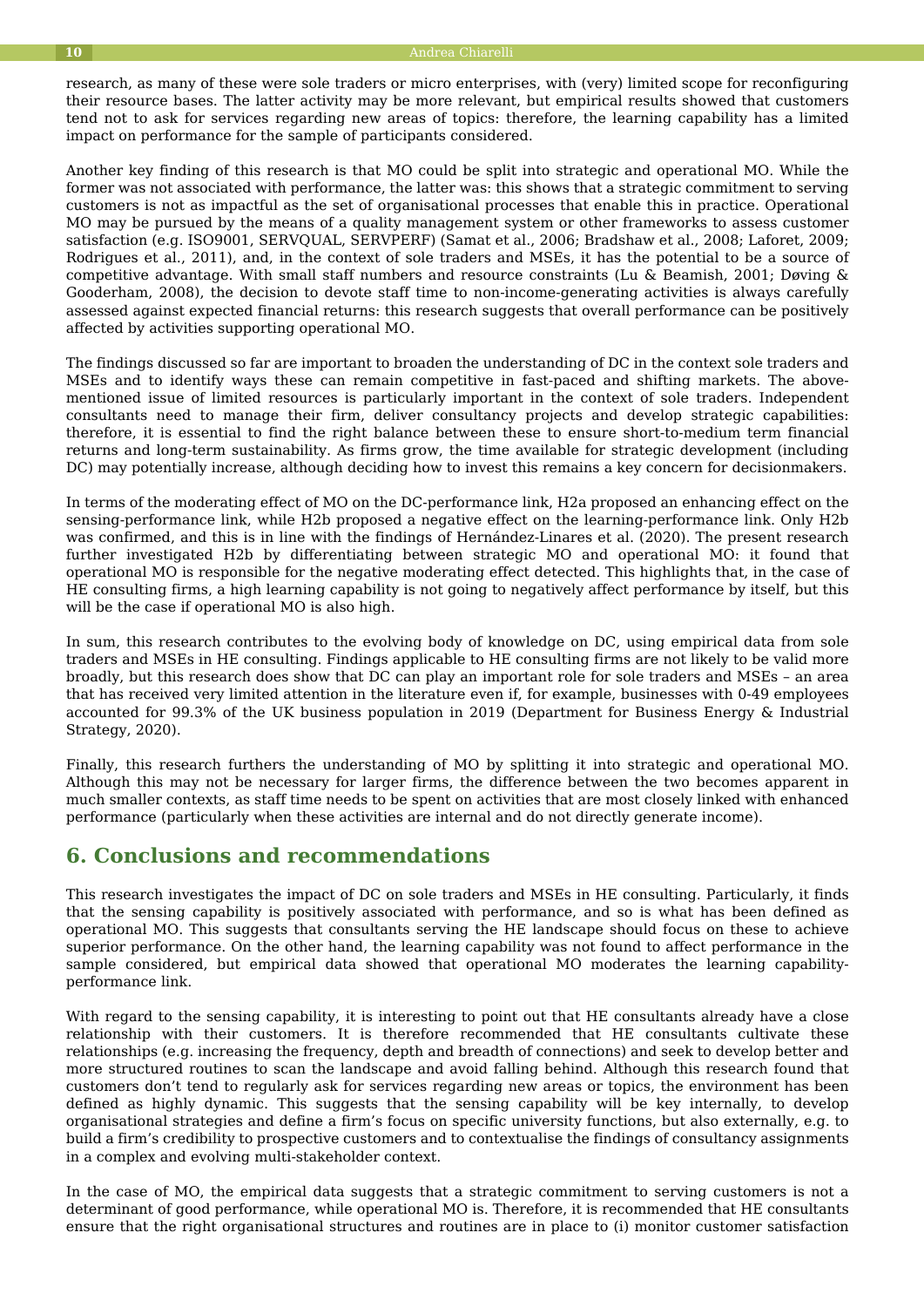research, as many of these were sole traders or micro enterprises, with (very) limited scope for reconfiguring their resource bases. The latter activity may be more relevant, but empirical results showed that customers tend not to ask for services regarding new areas of topics: therefore, the learning capability has a limited impact on performance for the sample of participants considered.

Another key finding of this research is that MO could be split into strategic and operational MO. While the former was not associated with performance, the latter was: this shows that a strategic commitment to serving customers is not as impactful as the set of organisational processes that enable this in practice. Operational MO may be pursued by the means of a quality management system or other frameworks to assess customer satisfaction (e.g. ISO9001, SERVQUAL, SERVPERF) (Samat et al., 2006; Bradshaw et al., 2008; Laforet, 2009; Rodrigues et al., 2011), and, in the context of sole traders and MSEs, it has the potential to be a source of competitive advantage. With small staff numbers and resource constraints (Lu & Beamish, 2001; Døving & Gooderham, 2008), the decision to devote staff time to non-income-generating activities is always carefully assessed against expected financial returns: this research suggests that overall performance can be positively affected by activities supporting operational MO.

The findings discussed so far are important to broaden the understanding of DC in the context sole traders and MSEs and to identify ways these can remain competitive in fast-paced and shifting markets. The above-mentioned issue of limited resources is particularly important in the context of sole traders. Independent consultants need to manage their firm, deliver consultancy projects and develop strategic capabilities: therefore, it is essential to find the right balance between these to ensure short-to-medium term financial returns and long-term sustainability. As firms grow, the time available for strategic development (including DC) may potentially increase, although deciding how to invest this remains a key concern for decisionmakers.

In terms of the moderating effect of MO on the DC-performance link, H2a proposed an enhancing effect on the sensing-performance link, while H2b proposed a negative effect on the learning-performance link. Only H2b was confirmed, and this is in line with the findings of Hernández-Linares et al. (2020). The present research further investigated H2b by differentiating between strategic MO and operational MO: it found that operational MO is responsible for the negative moderating effect detected. This highlights that, in the case of HE consulting firms, a high learning capability is not going to negatively affect performance by itself, but this will be the case if operational MO is also high.

In sum, this research contributes to the evolving body of knowledge on DC, using empirical data from sole traders and MSEs in HE consulting. Findings applicable to HE consulting firms are not likely to be valid more broadly, but this research does show that DC can play an important role for sole traders and MSEs – an area that has received very limited attention in the literature even if, for example, businesses with 0-49 employees accounted for 99.3% of the UK business population in 2019 (Department for Business Energy & Industrial Strategy, 2020).

Finally, this research furthers the understanding of MO by splitting it into strategic and operational MO. Although this may not be necessary for larger firms, the difference between the two becomes apparent in much smaller contexts, as staff time needs to be spent on activities that are most closely linked with enhanced performance (particularly when these activities are internal and do not directly generate income).

## 6. Conclusions and recommendations

This research investigates the impact of DC on sole traders and MSEs in HE consulting. Particularly, it finds that the sensing capability is positively associated with performance, and so is what has been defined as operational MO. This suggests that consultants serving the HE landscape should focus on these to achieve superior performance. On the other hand, the learning capability was not found to affect performance in the sample considered, but empirical data showed that operational MO moderates the learning capability-performance link.

With regard to the sensing capability, it is interesting to point out that HE consultants already have a close relationship with their customers. It is therefore recommended that HE consultants cultivate these relationships (e.g. increasing the frequency, depth and breadth of connections) and seek to develop better and more structured routines to scan the landscape and avoid falling behind. Although this research found that customers don't tend to regularly ask for services regarding new areas or topics, the environment has been defined as highly dynamic. This suggests that the sensing capability will be key internally, to develop organisational strategies and define a firm's focus on specific university functions, but also externally, e.g. to build a firm's credibility to prospective customers and to contextualise the findings of consultancy assignments in a complex and evolving multi-stakeholder context.

In the case of MO, the empirical data suggests that a strategic commitment to serving customers is not a determinant of good performance, while operational MO is. Therefore, it is recommended that HE consultants ensure that the right organisational structures and routines are in place to (i) monitor customer satisfaction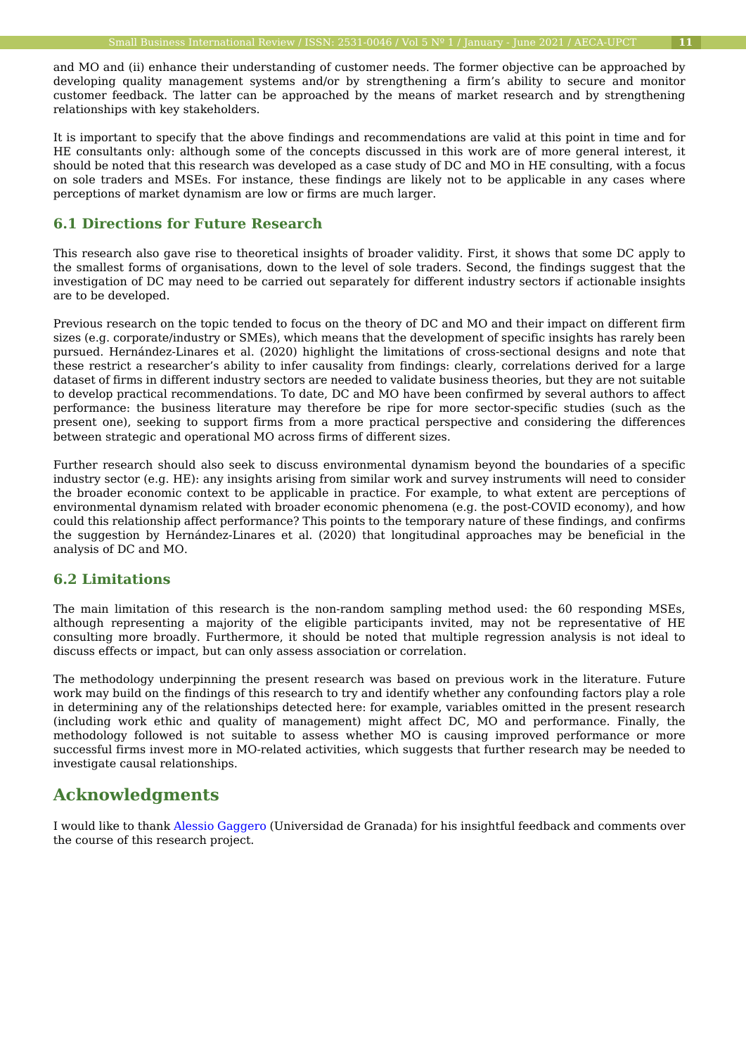and MO and (ii) enhance their understanding of customer needs. The former objective can be approached by developing quality management systems and/or by strengthening a firm's ability to secure and monitor customer feedback. The latter can be approached by the means of market research and by strengthening relationships with key stakeholders.

It is important to specify that the above findings and recommendations are valid at this point in time and for HE consultants only: although some of the concepts discussed in this work are of more general interest, it should be noted that this research was developed as a case study of DC and MO in HE consulting, with a focus on sole traders and MSEs. For instance, these findings are likely not to be applicable in any cases where perceptions of market dynamism are low or firms are much larger.

### 6.1 Directions for Future Research

This research also gave rise to theoretical insights of broader validity. First, it shows that some DC apply to the smallest forms of organisations, down to the level of sole traders. Second, the findings suggest that the investigation of DC may need to be carried out separately for different industry sectors if actionable insights are to be developed.

Previous research on the topic tended to focus on the theory of DC and MO and their impact on different firm sizes (e.g. corporate/industry or SMEs), which means that the development of specific insights has rarely been pursued. Hernández-Linares et al. (2020) highlight the limitations of cross-sectional designs and note that these restrict a researcher's ability to infer causality from findings: clearly, correlations derived for a large dataset of firms in different industry sectors are needed to validate business theories, but they are not suitable to develop practical recommendations. To date, DC and MO have been confirmed by several authors to affect performance: the business literature may therefore be ripe for more sector-specific studies (such as the present one), seeking to support firms from a more practical perspective and considering the differences between strategic and operational MO across firms of different sizes.

Further research should also seek to discuss environmental dynamism beyond the boundaries of a specific industry sector (e.g. HE): any insights arising from similar work and survey instruments will need to consider the broader economic context to be applicable in practice. For example, to what extent are perceptions of environmental dynamism related with broader economic phenomena (e.g. the post-COVID economy), and how could this relationship affect performance? This points to the temporary nature of these findings, and confirms the suggestion by Hernández-Linares et al. (2020) that longitudinal approaches may be beneficial in the analysis of DC and MO.

### 6.2 Limitations

The main limitation of this research is the non-random sampling method used: the 60 responding MSEs, although representing a majority of the eligible participants invited, may not be representative of HE consulting more broadly. Furthermore, it should be noted that multiple regression analysis is not ideal to discuss effects or impact, but can only assess association or correlation.

The methodology underpinning the present research was based on previous work in the literature. Future work may build on the findings of this research to try and identify whether any confounding factors play a role in determining any of the relationships detected here: for example, variables omitted in the present research (including work ethic and quality of management) might affect DC, MO and performance. Finally, the methodology followed is not suitable to assess whether MO is causing improved performance or more successful firms invest more in MO-related activities, which suggests that further research may be needed to investigate causal relationships.

## Acknowledgments

I would like to thank Alessio Gaggero (Universidad de Granada) for his insightful feedback and comments over the course of this research project.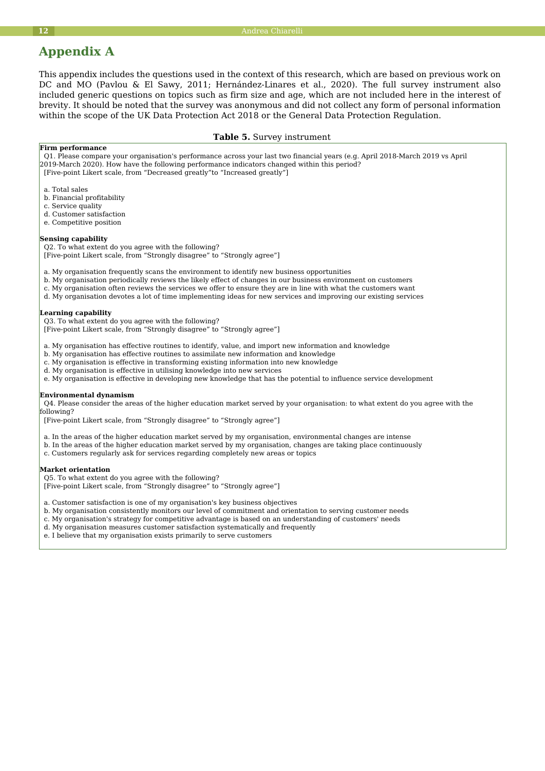# Appendix A

This appendix includes the questions used in the context of this research, which are based on previous work on DC and MO (Pavlou & El Sawy, 2011; Hernández-Linares et al., 2020). The full survey instrument also included generic questions on topics such as firm size and age, which are not included here in the interest of brevity. It should be noted that the survey was anonymous and did not collect any form of personal information within the scope of the UK Data Protection Act 2018 or the General Data Protection Regulation.

**Table 5.** Survey instrument

**Firm performance**

Q1. Please compare your organisation's performance across your last two financial years (e.g. April 2018-March 2019 vs April 2019-March 2020). How have the following performance indicators changed within this period?
[Five-point Likert scale, from “Decreased greatly”to “Increased greatly”]

a. Total sales
b. Financial profitability
c. Service quality
d. Customer satisfaction
e. Competitive position

**Sensing capability**

Q2. To what extent do you agree with the following?
[Five-point Likert scale, from “Strongly disagree” to “Strongly agree”]

a. My organisation frequently scans the environment to identify new business opportunities
b. My organisation periodically reviews the likely effect of changes in our business environment on customers
c. My organisation often reviews the services we offer to ensure they are in line with what the customers want
d. My organisation devotes a lot of time implementing ideas for new services and improving our existing services

**Learning capability**

Q3. To what extent do you agree with the following?
[Five-point Likert scale, from “Strongly disagree” to “Strongly agree”]

a. My organisation has effective routines to identify, value, and import new information and knowledge
b. My organisation has effective routines to assimilate new information and knowledge
c. My organisation is effective in transforming existing information into new knowledge
d. My organisation is effective in utilising knowledge into new services
e. My organisation is effective in developing new knowledge that has the potential to influence service development

**Environmental dynamism**

Q4. Please consider the areas of the higher education market served by your organisation: to what extent do you agree with the following?
[Five-point Likert scale, from “Strongly disagree” to “Strongly agree”]

a. In the areas of the higher education market served by my organisation, environmental changes are intense
b. In the areas of the higher education market served by my organisation, changes are taking place continuously
c. Customers regularly ask for services regarding completely new areas or topics

**Market orientation**

Q5. To what extent do you agree with the following?
[Five-point Likert scale, from “Strongly disagree” to “Strongly agree”]

a. Customer satisfaction is one of my organisation's key business objectives
b. My organisation consistently monitors our level of commitment and orientation to serving customer needs
c. My organisation's strategy for competitive advantage is based on an understanding of customers' needs
d. My organisation measures customer satisfaction systematically and frequently
e. I believe that my organisation exists primarily to serve customers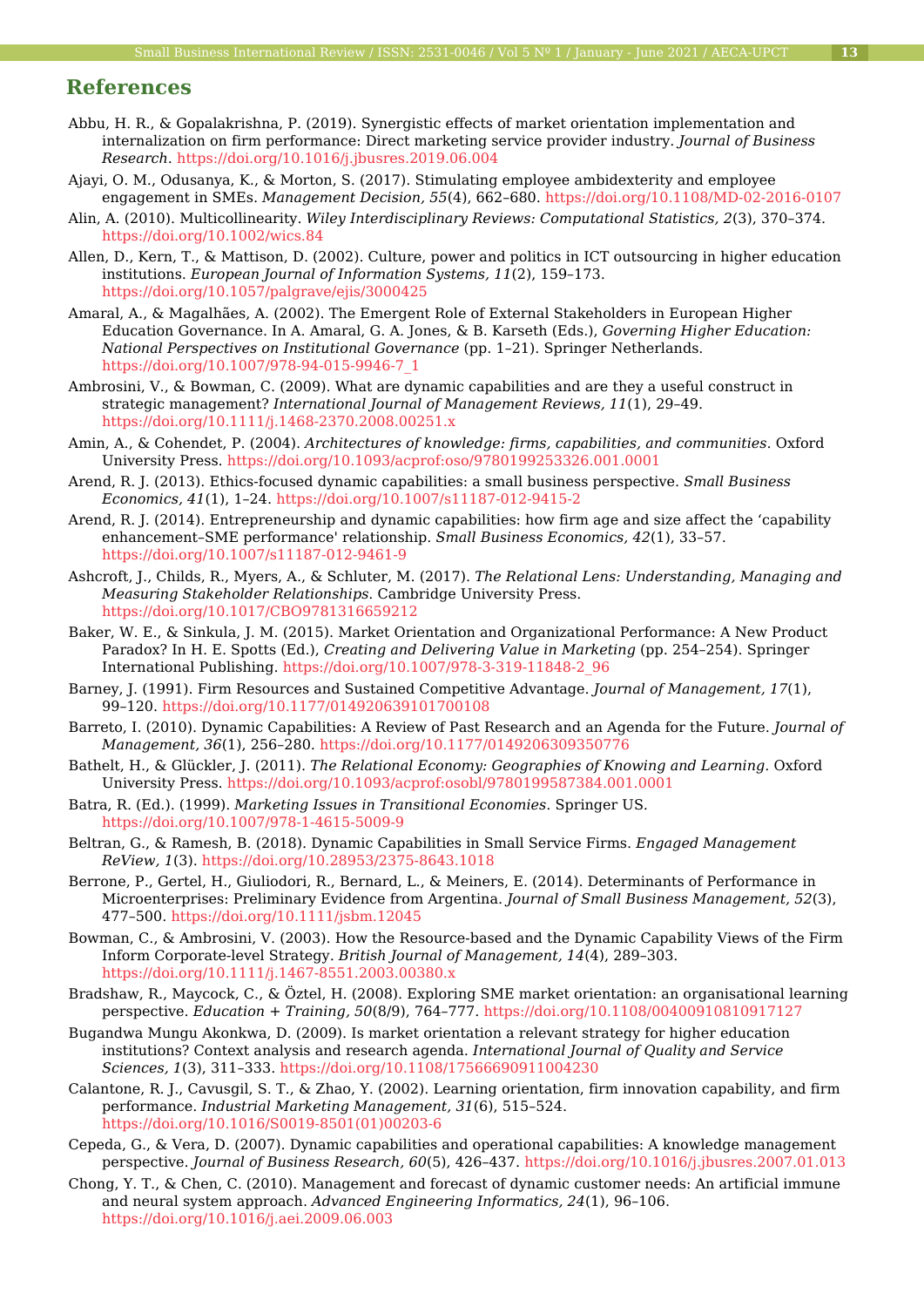## References

Abbu, H. R., & Gopalakrishna, P. (2019). Synergistic effects of market orientation implementation and internalization on firm performance: Direct marketing service provider industry. *Journal of Business Research*. https://doi.org/10.1016/j.jbusres.2019.06.004

Ajayi, O. M., Odusanya, K., & Morton, S. (2017). Stimulating employee ambidexterity and employee engagement in SMEs. *Management Decision, 55*(4), 662–680. https://doi.org/10.1108/MD-02-2016-0107

Alin, A. (2010). Multicollinearity. *Wiley Interdisciplinary Reviews: Computational Statistics, 2*(3), 370–374. https://doi.org/10.1002/wics.84

Allen, D., Kern, T., & Mattison, D. (2002). Culture, power and politics in ICT outsourcing in higher education institutions. *European Journal of Information Systems, 11*(2), 159–173. https://doi.org/10.1057/palgrave/ejis/3000425

Amaral, A., & Magalhães, A. (2002). The Emergent Role of External Stakeholders in European Higher Education Governance. In A. Amaral, G. A. Jones, & B. Karseth (Eds.), *Governing Higher Education: National Perspectives on Institutional Governance* (pp. 1–21). Springer Netherlands. https://doi.org/10.1007/978-94-015-9946-7_1

Ambrosini, V., & Bowman, C. (2009). What are dynamic capabilities and are they a useful construct in strategic management? *International Journal of Management Reviews, 11*(1), 29–49. https://doi.org/10.1111/j.1468-2370.2008.00251.x

Amin, A., & Cohendet, P. (2004). *Architectures of knowledge: firms, capabilities, and communities*. Oxford University Press. https://doi.org/10.1093/acprof:oso/9780199253326.001.0001

Arend, R. J. (2013). Ethics-focused dynamic capabilities: a small business perspective. *Small Business Economics, 41*(1), 1–24. https://doi.org/10.1007/s11187-012-9415-2

Arend, R. J. (2014). Entrepreneurship and dynamic capabilities: how firm age and size affect the 'capability enhancement–SME performance' relationship. *Small Business Economics, 42*(1), 33–57. https://doi.org/10.1007/s11187-012-9461-9

Ashcroft, J., Childs, R., Myers, A., & Schluter, M. (2017). *The Relational Lens: Understanding, Managing and Measuring Stakeholder Relationships*. Cambridge University Press. https://doi.org/10.1017/CBO9781316659212

Baker, W. E., & Sinkula, J. M. (2015). Market Orientation and Organizational Performance: A New Product Paradox? In H. E. Spotts (Ed.), *Creating and Delivering Value in Marketing* (pp. 254–254). Springer International Publishing. https://doi.org/10.1007/978-3-319-11848-2_96

Barney, J. (1991). Firm Resources and Sustained Competitive Advantage. *Journal of Management, 17*(1), 99–120. https://doi.org/10.1177/014920639101700108

Barreto, I. (2010). Dynamic Capabilities: A Review of Past Research and an Agenda for the Future. *Journal of Management, 36*(1), 256–280. https://doi.org/10.1177/0149206309350776

Bathelt, H., & Glückler, J. (2011). *The Relational Economy: Geographies of Knowing and Learning*. Oxford University Press. https://doi.org/10.1093/acprof:osobl/9780199587384.001.0001

Batra, R. (Ed.). (1999). *Marketing Issues in Transitional Economies*. Springer US. https://doi.org/10.1007/978-1-4615-5009-9

Beltran, G., & Ramesh, B. (2018). Dynamic Capabilities in Small Service Firms. *Engaged Management ReView, 1*(3). https://doi.org/10.28953/2375-8643.1018

Berrone, P., Gertel, H., Giuliodori, R., Bernard, L., & Meiners, E. (2014). Determinants of Performance in Microenterprises: Preliminary Evidence from Argentina. *Journal of Small Business Management, 52*(3), 477–500. https://doi.org/10.1111/jsbm.12045

Bowman, C., & Ambrosini, V. (2003). How the Resource-based and the Dynamic Capability Views of the Firm Inform Corporate-level Strategy. *British Journal of Management, 14*(4), 289–303. https://doi.org/10.1111/j.1467-8551.2003.00380.x

Bradshaw, R., Maycock, C., & Öztel, H. (2008). Exploring SME market orientation: an organisational learning perspective. *Education + Training, 50*(8/9), 764–777. https://doi.org/10.1108/00400910810917127

Bugandwa Mungu Akonkwa, D. (2009). Is market orientation a relevant strategy for higher education institutions? Context analysis and research agenda. *International Journal of Quality and Service Sciences, 1*(3), 311–333. https://doi.org/10.1108/17566690911004230

Calantone, R. J., Cavusgil, S. T., & Zhao, Y. (2002). Learning orientation, firm innovation capability, and firm performance. *Industrial Marketing Management, 31*(6), 515–524. https://doi.org/10.1016/S0019-8501(01)00203-6

Cepeda, G., & Vera, D. (2007). Dynamic capabilities and operational capabilities: A knowledge management perspective. *Journal of Business Research, 60*(5), 426–437. https://doi.org/10.1016/j.jbusres.2007.01.013

Chong, Y. T., & Chen, C. (2010). Management and forecast of dynamic customer needs: An artificial immune and neural system approach. *Advanced Engineering Informatics, 24*(1), 96–106. https://doi.org/10.1016/j.aei.2009.06.003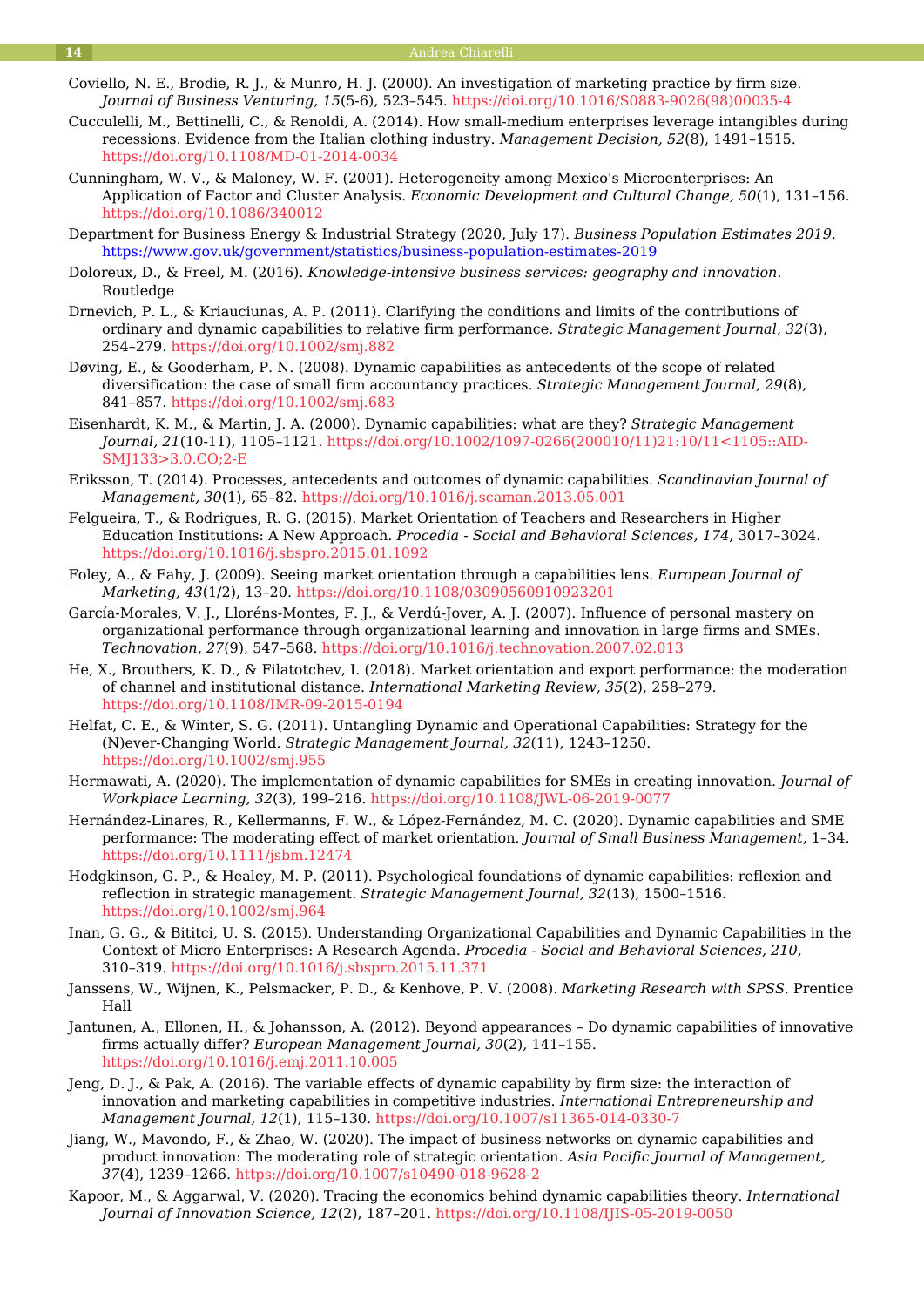Coviello, N. E., Brodie, R. J., & Munro, H. J. (2000). An investigation of marketing practice by firm size. *Journal of Business Venturing, 15*(5-6), 523–545. https://doi.org/10.1016/S0883-9026(98)00035-4

Cucculelli, M., Bettinelli, C., & Renoldi, A. (2014). How small-medium enterprises leverage intangibles during recessions. Evidence from the Italian clothing industry. *Management Decision, 52*(8), 1491–1515. https://doi.org/10.1108/MD-01-2014-0034

Cunningham, W. V., & Maloney, W. F. (2001). Heterogeneity among Mexico's Microenterprises: An Application of Factor and Cluster Analysis. *Economic Development and Cultural Change, 50*(1), 131–156. https://doi.org/10.1086/340012

Department for Business Energy & Industrial Strategy (2020, July 17). *Business Population Estimates 2019*. https://www.gov.uk/government/statistics/business-population-estimates-2019

Doloreux, D., & Freel, M. (2016). *Knowledge-intensive business services: geography and innovation*. Routledge

Drnevich, P. L., & Kriauciunas, A. P. (2011). Clarifying the conditions and limits of the contributions of ordinary and dynamic capabilities to relative firm performance. *Strategic Management Journal, 32*(3), 254–279. https://doi.org/10.1002/smj.882

Døving, E., & Gooderham, P. N. (2008). Dynamic capabilities as antecedents of the scope of related diversification: the case of small firm accountancy practices. *Strategic Management Journal, 29*(8), 841–857. https://doi.org/10.1002/smj.683

Eisenhardt, K. M., & Martin, J. A. (2000). Dynamic capabilities: what are they? *Strategic Management Journal, 21*(10-11), 1105–1121. https://doi.org/10.1002/1097-0266(200010/11)21:10/11<1105::AID-SMJ133>3.0.CO;2-E

Eriksson, T. (2014). Processes, antecedents and outcomes of dynamic capabilities. *Scandinavian Journal of Management, 30*(1), 65–82. https://doi.org/10.1016/j.scaman.2013.05.001

Felgueira, T., & Rodrigues, R. G. (2015). Market Orientation of Teachers and Researchers in Higher Education Institutions: A New Approach. *Procedia - Social and Behavioral Sciences, 174*, 3017–3024. https://doi.org/10.1016/j.sbspro.2015.01.1092

Foley, A., & Fahy, J. (2009). Seeing market orientation through a capabilities lens. *European Journal of Marketing, 43*(1/2), 13–20. https://doi.org/10.1108/03090560910923201

García-Morales, V. J., Lloréns-Montes, F. J., & Verdú-Jover, A. J. (2007). Influence of personal mastery on organizational performance through organizational learning and innovation in large firms and SMEs. *Technovation, 27*(9), 547–568. https://doi.org/10.1016/j.technovation.2007.02.013

He, X., Brouthers, K. D., & Filatotchev, I. (2018). Market orientation and export performance: the moderation of channel and institutional distance. *International Marketing Review, 35*(2), 258–279. https://doi.org/10.1108/IMR-09-2015-0194

Helfat, C. E., & Winter, S. G. (2011). Untangling Dynamic and Operational Capabilities: Strategy for the (N)ever-Changing World. *Strategic Management Journal, 32*(11), 1243–1250. https://doi.org/10.1002/smj.955

Hermawati, A. (2020). The implementation of dynamic capabilities for SMEs in creating innovation. *Journal of Workplace Learning, 32*(3), 199–216. https://doi.org/10.1108/JWL-06-2019-0077

Hernández-Linares, R., Kellermanns, F. W., & López-Fernández, M. C. (2020). Dynamic capabilities and SME performance: The moderating effect of market orientation. *Journal of Small Business Management*, 1–34. https://doi.org/10.1111/jsbm.12474

Hodgkinson, G. P., & Healey, M. P. (2011). Psychological foundations of dynamic capabilities: reflexion and reflection in strategic management. *Strategic Management Journal, 32*(13), 1500–1516. https://doi.org/10.1002/smj.964

Inan, G. G., & Bititci, U. S. (2015). Understanding Organizational Capabilities and Dynamic Capabilities in the Context of Micro Enterprises: A Research Agenda. *Procedia - Social and Behavioral Sciences, 210*, 310–319. https://doi.org/10.1016/j.sbspro.2015.11.371

Janssens, W., Wijnen, K., Pelsmacker, P. D., & Kenhove, P. V. (2008). *Marketing Research with SPSS*. Prentice Hall

Jantunen, A., Ellonen, H., & Johansson, A. (2012). Beyond appearances – Do dynamic capabilities of innovative firms actually differ? *European Management Journal, 30*(2), 141–155. https://doi.org/10.1016/j.emj.2011.10.005

Jeng, D. J., & Pak, A. (2016). The variable effects of dynamic capability by firm size: the interaction of innovation and marketing capabilities in competitive industries. *International Entrepreneurship and Management Journal, 12*(1), 115–130. https://doi.org/10.1007/s11365-014-0330-7

Jiang, W., Mavondo, F., & Zhao, W. (2020). The impact of business networks on dynamic capabilities and product innovation: The moderating role of strategic orientation. *Asia Pacific Journal of Management, 37*(4), 1239–1266. https://doi.org/10.1007/s10490-018-9628-2

Kapoor, M., & Aggarwal, V. (2020). Tracing the economics behind dynamic capabilities theory. *International Journal of Innovation Science, 12*(2), 187–201. https://doi.org/10.1108/IJIS-05-2019-0050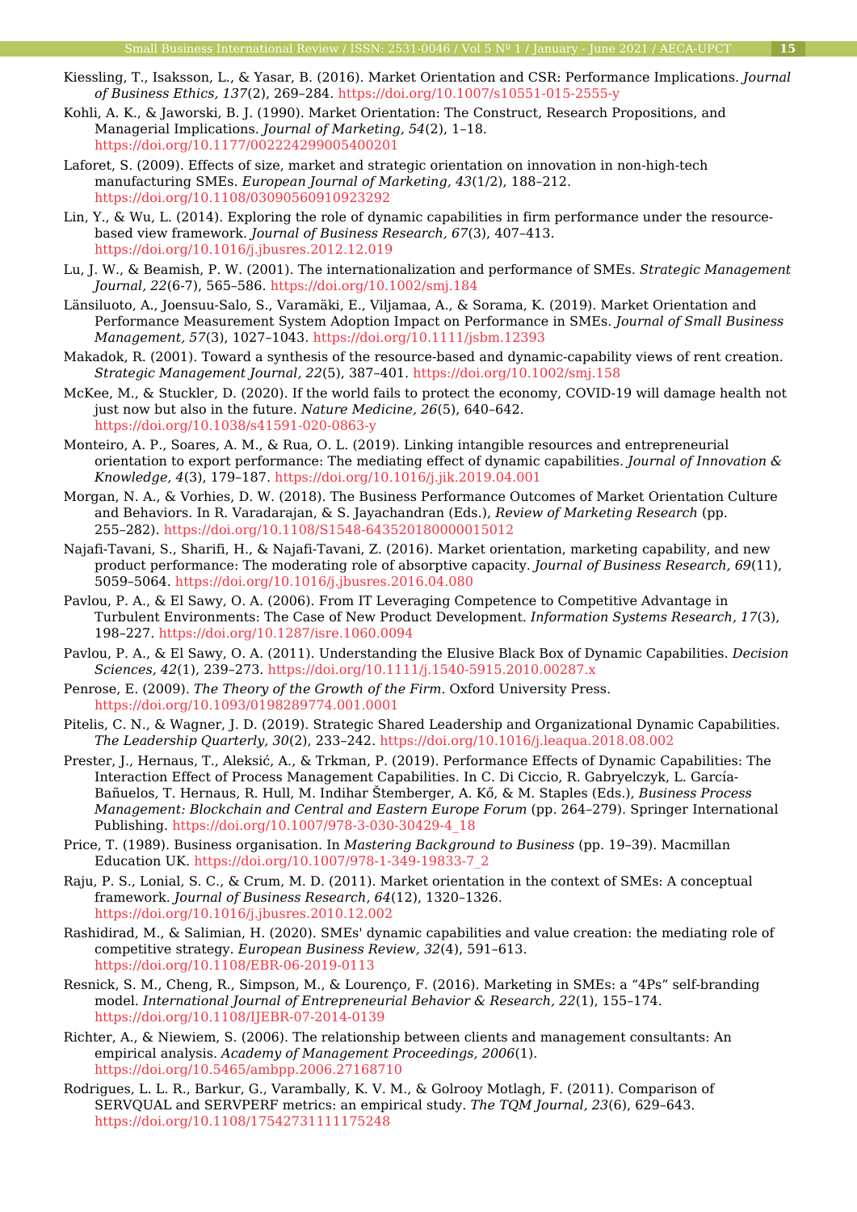Kiessling, T., Isaksson, L., & Yasar, B. (2016). Market Orientation and CSR: Performance Implications. *Journal of Business Ethics, 137*(2), 269–284. https://doi.org/10.1007/s10551-015-2555-y

Kohli, A. K., & Jaworski, B. J. (1990). Market Orientation: The Construct, Research Propositions, and Managerial Implications. *Journal of Marketing, 54*(2), 1–18. https://doi.org/10.1177/002224299005400201

Laforet, S. (2009). Effects of size, market and strategic orientation on innovation in non-high-tech manufacturing SMEs. *European Journal of Marketing, 43*(1/2), 188–212. https://doi.org/10.1108/03090560910923292

Lin, Y., & Wu, L. (2014). Exploring the role of dynamic capabilities in firm performance under the resource-based view framework. *Journal of Business Research, 67*(3), 407–413. https://doi.org/10.1016/j.jbusres.2012.12.019

Lu, J. W., & Beamish, P. W. (2001). The internationalization and performance of SMEs. *Strategic Management Journal, 22*(6-7), 565–586. https://doi.org/10.1002/smj.184

Länsiluoto, A., Joensuu-Salo, S., Varamäki, E., Viljamaa, A., & Sorama, K. (2019). Market Orientation and Performance Measurement System Adoption Impact on Performance in SMEs. *Journal of Small Business Management, 57*(3), 1027–1043. https://doi.org/10.1111/jsbm.12393

Makadok, R. (2001). Toward a synthesis of the resource-based and dynamic-capability views of rent creation. *Strategic Management Journal, 22*(5), 387–401. https://doi.org/10.1002/smj.158

McKee, M., & Stuckler, D. (2020). If the world fails to protect the economy, COVID-19 will damage health not just now but also in the future. *Nature Medicine, 26*(5), 640–642. https://doi.org/10.1038/s41591-020-0863-y

Monteiro, A. P., Soares, A. M., & Rua, O. L. (2019). Linking intangible resources and entrepreneurial orientation to export performance: The mediating effect of dynamic capabilities. *Journal of Innovation & Knowledge, 4*(3), 179–187. https://doi.org/10.1016/j.jik.2019.04.001

Morgan, N. A., & Vorhies, D. W. (2018). The Business Performance Outcomes of Market Orientation Culture and Behaviors. In R. Varadarajan, & S. Jayachandran (Eds.), *Review of Marketing Research* (pp. 255–282). https://doi.org/10.1108/S1548-643520180000015012

Najafi-Tavani, S., Sharifi, H., & Najafi-Tavani, Z. (2016). Market orientation, marketing capability, and new product performance: The moderating role of absorptive capacity. *Journal of Business Research, 69*(11), 5059–5064. https://doi.org/10.1016/j.jbusres.2016.04.080

Pavlou, P. A., & El Sawy, O. A. (2006). From IT Leveraging Competence to Competitive Advantage in Turbulent Environments: The Case of New Product Development. *Information Systems Research, 17*(3), 198–227. https://doi.org/10.1287/isre.1060.0094

Pavlou, P. A., & El Sawy, O. A. (2011). Understanding the Elusive Black Box of Dynamic Capabilities. *Decision Sciences, 42*(1), 239–273. https://doi.org/10.1111/j.1540-5915.2010.00287.x

Penrose, E. (2009). *The Theory of the Growth of the Firm*. Oxford University Press. https://doi.org/10.1093/0198289774.001.0001

Pitelis, C. N., & Wagner, J. D. (2019). Strategic Shared Leadership and Organizational Dynamic Capabilities. *The Leadership Quarterly, 30*(2), 233–242. https://doi.org/10.1016/j.leaqua.2018.08.002

Prester, J., Hernaus, T., Aleksić, A., & Trkman, P. (2019). Performance Effects of Dynamic Capabilities: The Interaction Effect of Process Management Capabilities. In C. Di Ciccio, R. Gabryelczyk, L. García-Bañuelos, T. Hernaus, R. Hull, M. Indihar Štemberger, A. Kő, & M. Staples (Eds.), *Business Process Management: Blockchain and Central and Eastern Europe Forum* (pp. 264–279). Springer International Publishing. https://doi.org/10.1007/978-3-030-30429-4_18

Price, T. (1989). Business organisation. In *Mastering Background to Business* (pp. 19–39). Macmillan Education UK. https://doi.org/10.1007/978-1-349-19833-7_2

Raju, P. S., Lonial, S. C., & Crum, M. D. (2011). Market orientation in the context of SMEs: A conceptual framework. *Journal of Business Research, 64*(12), 1320–1326. https://doi.org/10.1016/j.jbusres.2010.12.002

Rashidirad, M., & Salimian, H. (2020). SMEs' dynamic capabilities and value creation: the mediating role of competitive strategy. *European Business Review, 32*(4), 591–613. https://doi.org/10.1108/EBR-06-2019-0113

Resnick, S. M., Cheng, R., Simpson, M., & Lourenço, F. (2016). Marketing in SMEs: a "4Ps" self-branding model. *International Journal of Entrepreneurial Behavior & Research, 22*(1), 155–174. https://doi.org/10.1108/IJEBR-07-2014-0139

Richter, A., & Niewiem, S. (2006). The relationship between clients and management consultants: An empirical analysis. *Academy of Management Proceedings, 2006*(1). https://doi.org/10.5465/ambpp.2006.27168710

Rodrigues, L. L. R., Barkur, G., Varambally, K. V. M., & Golrooy Motlagh, F. (2011). Comparison of SERVQUAL and SERVPERF metrics: an empirical study. *The TQM Journal, 23*(6), 629–643. https://doi.org/10.1108/17542731111175248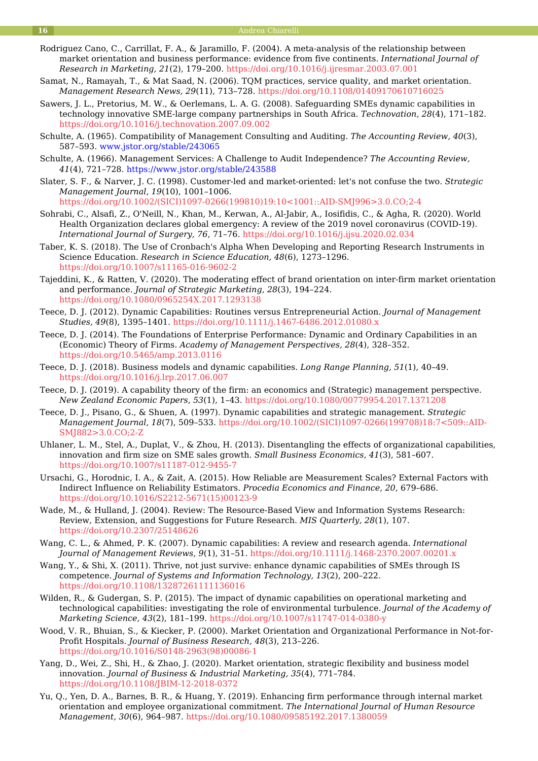Rodriguez Cano, C., Carrillat, F. A., & Jaramillo, F. (2004). A meta-analysis of the relationship between market orientation and business performance: evidence from five continents. *International Journal of Research in Marketing, 21*(2), 179–200. https://doi.org/10.1016/j.ijresmar.2003.07.001

Samat, N., Ramayah, T., & Mat Saad, N. (2006). TQM practices, service quality, and market orientation. *Management Research News, 29*(11), 713–728. https://doi.org/10.1108/01409170610716025

Sawers, J. L., Pretorius, M. W., & Oerlemans, L. A. G. (2008). Safeguarding SMEs dynamic capabilities in technology innovative SME-large company partnerships in South Africa. *Technovation, 28*(4), 171–182. https://doi.org/10.1016/j.technovation.2007.09.002

Schulte, A. (1965). Compatibility of Management Consulting and Auditing. *The Accounting Review, 40*(3), 587–593. www.jstor.org/stable/243065

Schulte, A. (1966). Management Services: A Challenge to Audit Independence? *The Accounting Review, 41*(4), 721–728. https://www.jstor.org/stable/243588

Slater, S. F., & Narver, J. C. (1998). Customer-led and market-oriented: let's not confuse the two. *Strategic Management Journal, 19*(10), 1001–1006. https://doi.org/10.1002/(SICI)1097-0266(199810)19:10<1001::AID-SMJ996>3.0.CO;2-4

Sohrabi, C., Alsafi, Z., O'Neill, N., Khan, M., Kerwan, A., Al-Jabir, A., Iosifidis, C., & Agha, R. (2020). World Health Organization declares global emergency: A review of the 2019 novel coronavirus (COVID-19). *International Journal of Surgery, 76*, 71–76. https://doi.org/10.1016/j.ijsu.2020.02.034

Taber, K. S. (2018). The Use of Cronbach's Alpha When Developing and Reporting Research Instruments in Science Education. *Research in Science Education, 48*(6), 1273–1296. https://doi.org/10.1007/s11165-016-9602-2

Tajeddini, K., & Ratten, V. (2020). The moderating effect of brand orientation on inter-firm market orientation and performance. *Journal of Strategic Marketing, 28*(3), 194–224. https://doi.org/10.1080/0965254X.2017.1293138

Teece, D. J. (2012). Dynamic Capabilities: Routines versus Entrepreneurial Action. *Journal of Management Studies, 49*(8), 1395–1401. https://doi.org/10.1111/j.1467-6486.2012.01080.x

Teece, D. J. (2014). The Foundations of Enterprise Performance: Dynamic and Ordinary Capabilities in an (Economic) Theory of Firms. *Academy of Management Perspectives, 28*(4), 328–352. https://doi.org/10.5465/amp.2013.0116

Teece, D. J. (2018). Business models and dynamic capabilities. *Long Range Planning, 51*(1), 40–49. https://doi.org/10.1016/j.lrp.2017.06.007

Teece, D. J. (2019). A capability theory of the firm: an economics and (Strategic) management perspective. *New Zealand Economic Papers, 53*(1), 1–43. https://doi.org/10.1080/00779954.2017.1371208

Teece, D. J., Pisano, G., & Shuen, A. (1997). Dynamic capabilities and strategic management. *Strategic Management Journal, 18*(7), 509–533. https://doi.org/10.1002/(SICI)1097-0266(199708)18:7<509::AID-SMJ882>3.0.CO;2-Z

Uhlaner, L. M., Stel, A., Duplat, V., & Zhou, H. (2013). Disentangling the effects of organizational capabilities, innovation and firm size on SME sales growth. *Small Business Economics, 41*(3), 581–607. https://doi.org/10.1007/s11187-012-9455-7

Ursachi, G., Horodnic, I. A., & Zait, A. (2015). How Reliable are Measurement Scales? External Factors with Indirect Influence on Reliability Estimators. *Procedia Economics and Finance, 20*, 679–686. https://doi.org/10.1016/S2212-5671(15)00123-9

Wade, M., & Hulland, J. (2004). Review: The Resource-Based View and Information Systems Research: Review, Extension, and Suggestions for Future Research. *MIS Quarterly, 28*(1), 107. https://doi.org/10.2307/25148626

Wang, C. L., & Ahmed, P. K. (2007). Dynamic capabilities: A review and research agenda. *International Journal of Management Reviews, 9*(1), 31–51. https://doi.org/10.1111/j.1468-2370.2007.00201.x

Wang, Y., & Shi, X. (2011). Thrive, not just survive: enhance dynamic capabilities of SMEs through IS competence. *Journal of Systems and Information Technology, 13*(2), 200–222. https://doi.org/10.1108/13287261111136016

Wilden, R., & Gudergan, S. P. (2015). The impact of dynamic capabilities on operational marketing and technological capabilities: investigating the role of environmental turbulence. *Journal of the Academy of Marketing Science, 43*(2), 181–199. https://doi.org/10.1007/s11747-014-0380-y

Wood, V. R., Bhuian, S., & Kiecker, P. (2000). Market Orientation and Organizational Performance in Not-for-Profit Hospitals. *Journal of Business Research, 48*(3), 213–226. https://doi.org/10.1016/S0148-2963(98)00086-1

Yang, D., Wei, Z., Shi, H., & Zhao, J. (2020). Market orientation, strategic flexibility and business model innovation. *Journal of Business & Industrial Marketing, 35*(4), 771–784. https://doi.org/10.1108/JBIM-12-2018-0372

Yu, Q., Yen, D. A., Barnes, B. R., & Huang, Y. (2019). Enhancing firm performance through internal market orientation and employee organizational commitment. *The International Journal of Human Resource Management, 30*(6), 964–987. https://doi.org/10.1080/09585192.2017.1380059